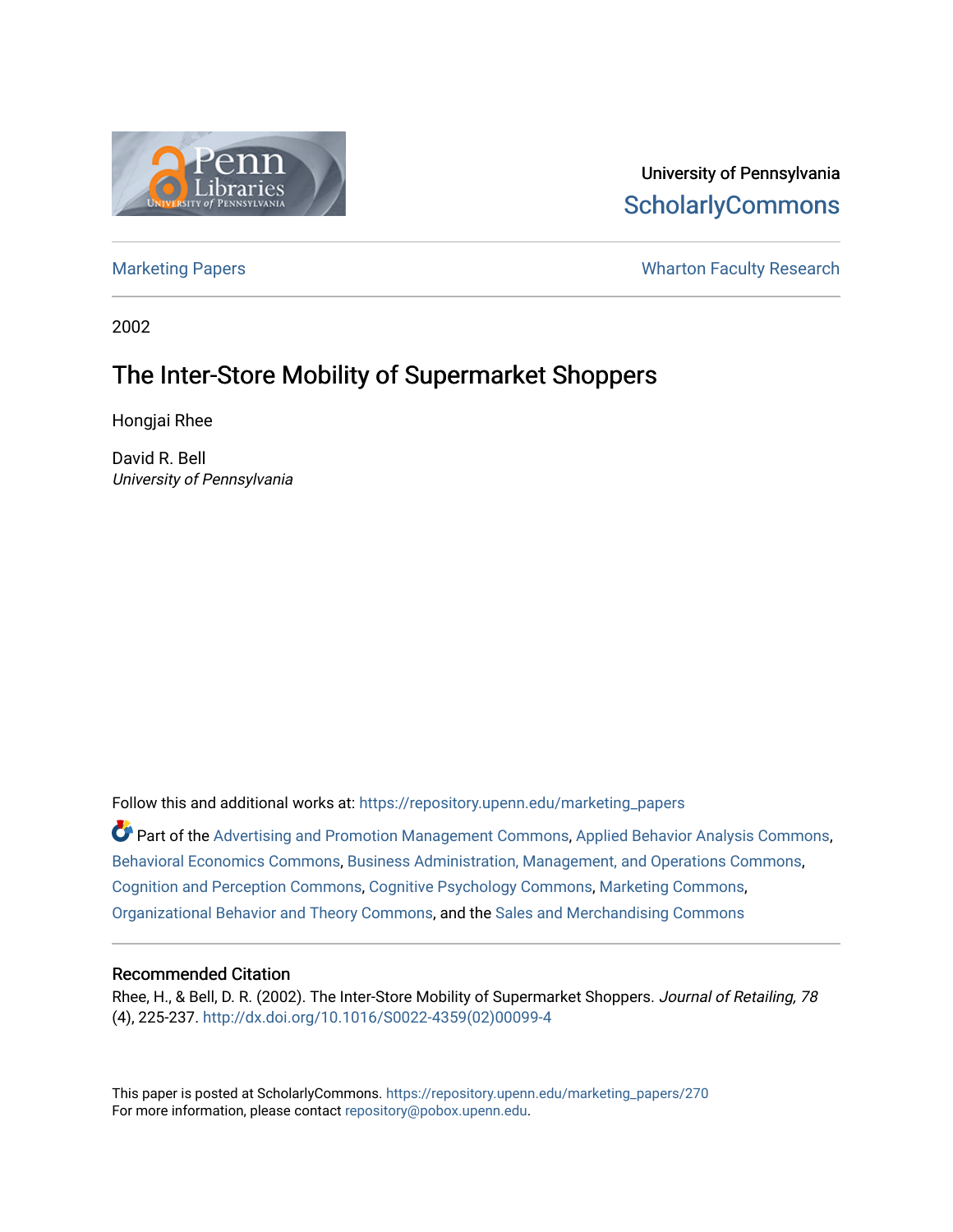University of Pennsylvania
ScholarlyCommons

Marketing Papers

Wharton Faculty Research

2002

# The Inter-Store Mobility of Supermarket Shoppers

Hongjai Rhee

David R. Bell
*University of Pennsylvania*

Follow this and additional works at: https://repository.upenn.edu/marketing_papers

Part of the Advertising and Promotion Management Commons, Applied Behavior Analysis Commons, Behavioral Economics Commons, Business Administration, Management, and Operations Commons, Cognition and Perception Commons, Cognitive Psychology Commons, Marketing Commons, Organizational Behavior and Theory Commons, and the Sales and Merchandising Commons

## Recommended Citation

Rhee, H., & Bell, D. R. (2002). The Inter-Store Mobility of Supermarket Shoppers. *Journal of Retailing, 78* (4), 225-237. http://dx.doi.org/10.1016/S0022-4359(02)00099-4

This paper is posted at ScholarlyCommons. https://repository.upenn.edu/marketing_papers/270
For more information, please contact repository@pobox.upenn.edu.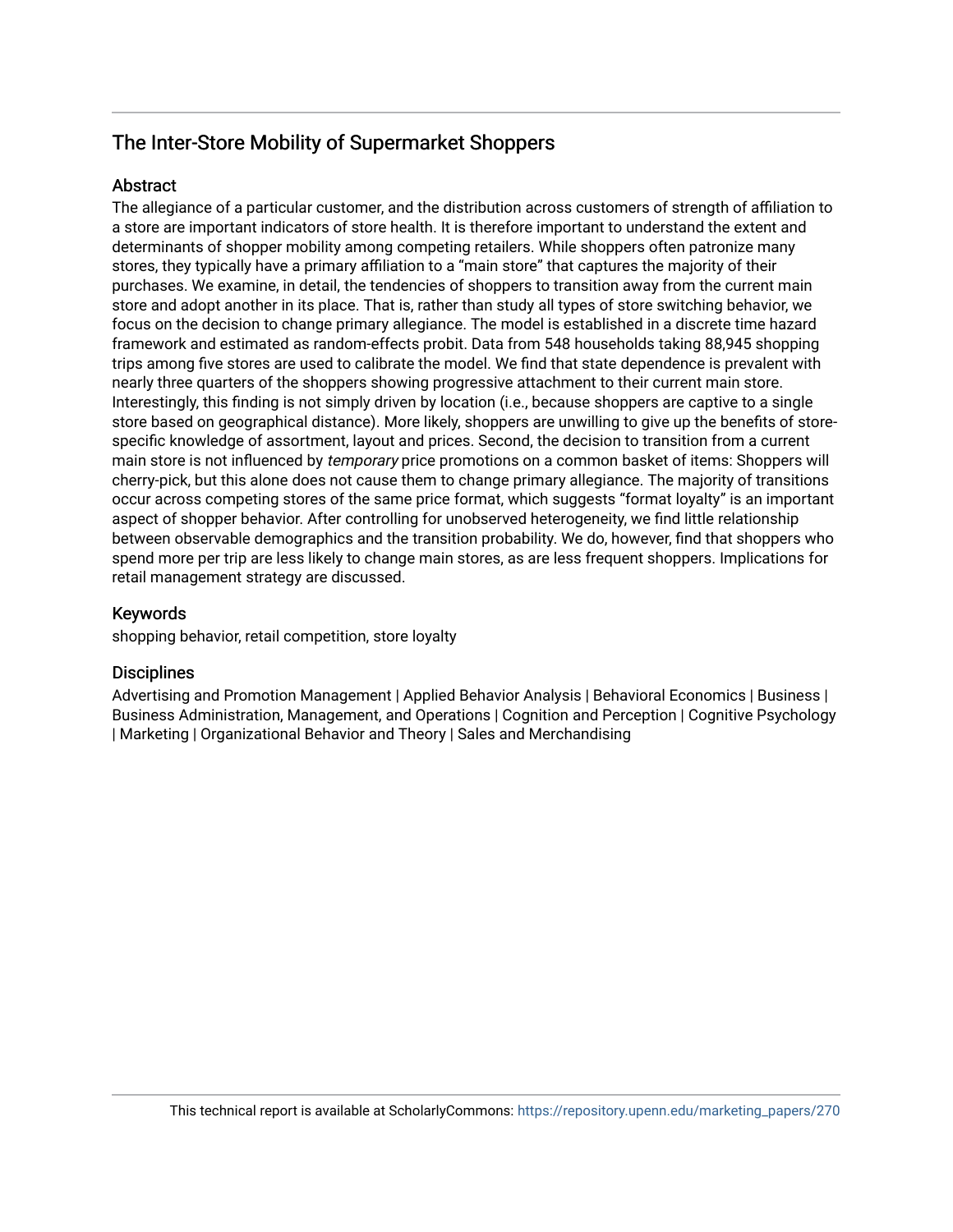## The Inter-Store Mobility of Supermarket Shoppers

### Abstract

The allegiance of a particular customer, and the distribution across customers of strength of affiliation to a store are important indicators of store health. It is therefore important to understand the extent and determinants of shopper mobility among competing retailers. While shoppers often patronize many stores, they typically have a primary affiliation to a "main store" that captures the majority of their purchases. We examine, in detail, the tendencies of shoppers to transition away from the current main store and adopt another in its place. That is, rather than study all types of store switching behavior, we focus on the decision to change primary allegiance. The model is established in a discrete time hazard framework and estimated as random-effects probit. Data from 548 households taking 88,945 shopping trips among five stores are used to calibrate the model. We find that state dependence is prevalent with nearly three quarters of the shoppers showing progressive attachment to their current main store. Interestingly, this finding is not simply driven by location (i.e., because shoppers are captive to a single store based on geographical distance). More likely, shoppers are unwilling to give up the benefits of store-specific knowledge of assortment, layout and prices. Second, the decision to transition from a current main store is not influenced by *temporary* price promotions on a common basket of items: Shoppers will cherry-pick, but this alone does not cause them to change primary allegiance. The majority of transitions occur across competing stores of the same price format, which suggests "format loyalty" is an important aspect of shopper behavior. After controlling for unobserved heterogeneity, we find little relationship between observable demographics and the transition probability. We do, however, find that shoppers who spend more per trip are less likely to change main stores, as are less frequent shoppers. Implications for retail management strategy are discussed.

### Keywords

shopping behavior, retail competition, store loyalty

### Disciplines

Advertising and Promotion Management | Applied Behavior Analysis | Behavioral Economics | Business | Business Administration, Management, and Operations | Cognition and Perception | Cognitive Psychology | Marketing | Organizational Behavior and Theory | Sales and Merchandising

This technical report is available at ScholarlyCommons: https://repository.upenn.edu/marketing_papers/270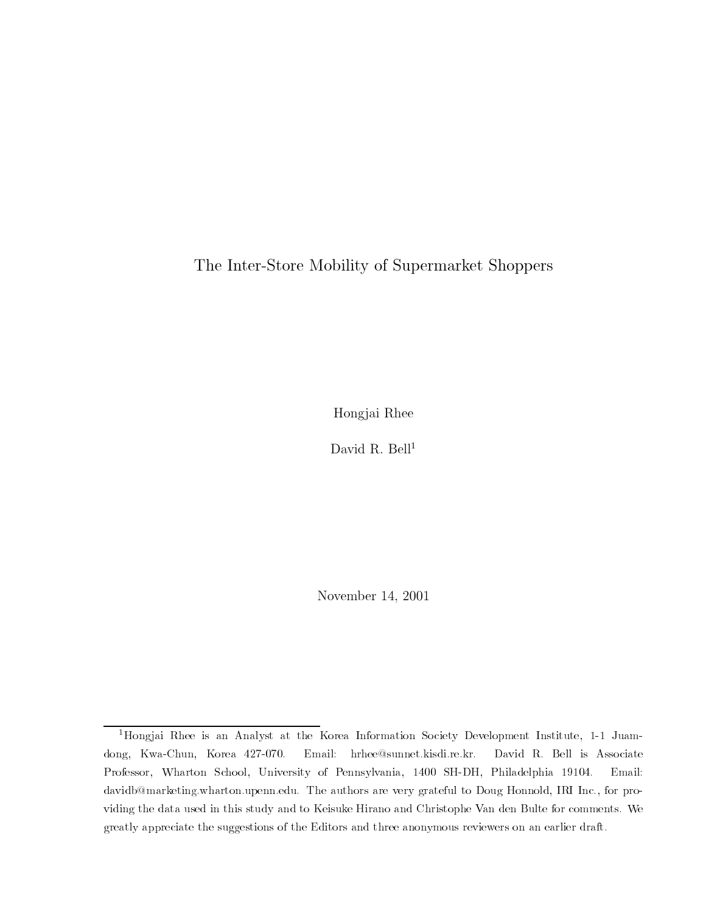# The Inter-Store Mobility of Supermarket Shoppers

Hongjai Rhee

David R. Bell[1]

November 14, 2001

[1]Hongjai Rhee is an Analyst at the Korea Information Society Development Institute, 1-1 Juam-dong, Kwa-Chun, Korea 427-070. Email: hrhee@sunnet.kisdi.re.kr. David R. Bell is Associate Professor, Wharton School, University of Pennsylvania, 1400 SH-DH, Philadelphia 19104. Email: davidb@marketing.wharton.upenn.edu. The authors are very grateful to Doug Honnold, IRI Inc., for providing the data used in this study and to Keisuke Hirano and Christophe Van den Bulte for comments. We greatly appreciate the suggestions of the Editors and three anonymous reviewers on an earlier draft.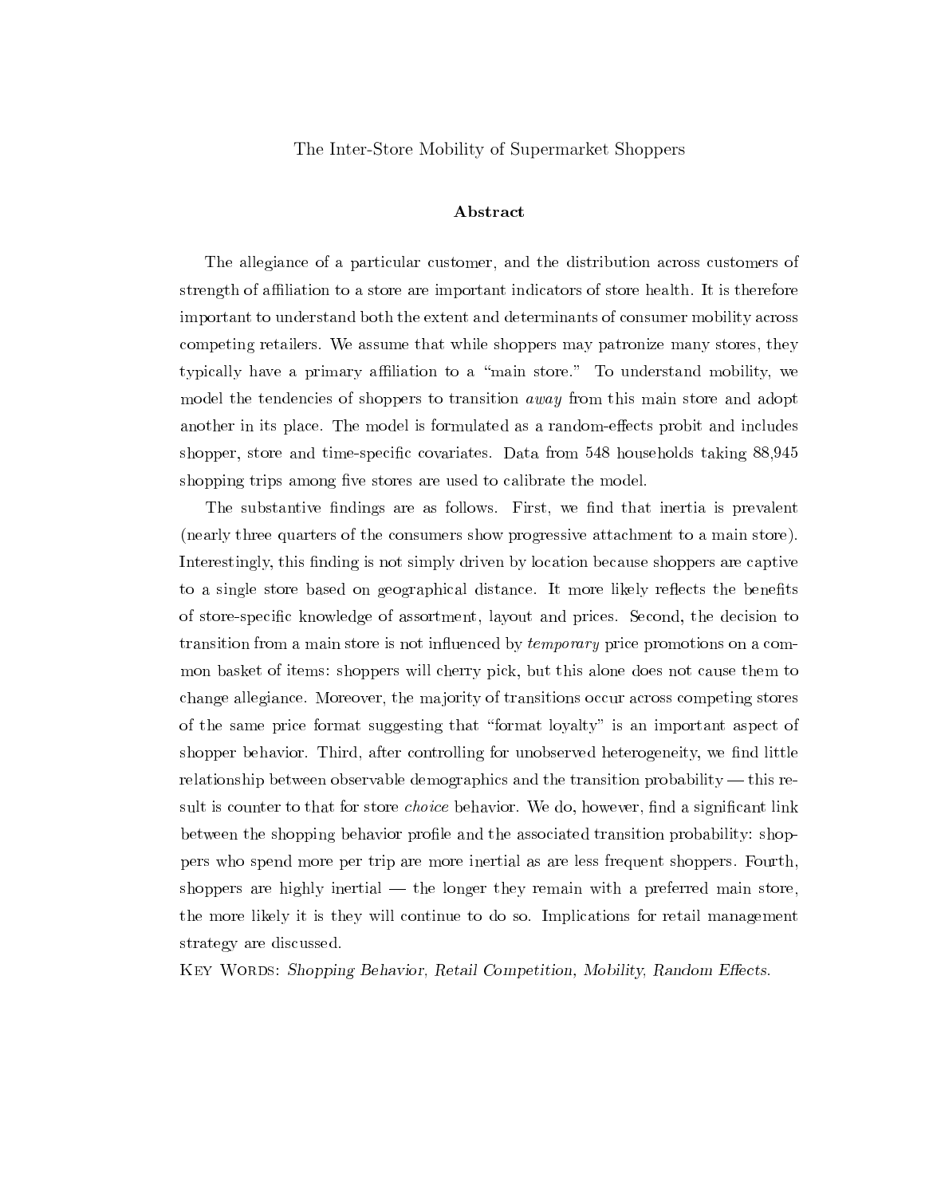# The Inter-Store Mobility of Supermarket Shoppers

## Abstract

The allegiance of a particular customer, and the distribution across customers of strength of affiliation to a store are important indicators of store health. It is therefore important to understand both the extent and determinants of consumer mobility across competing retailers. We assume that while shoppers may patronize many stores, they typically have a primary affiliation to a "main store." To understand mobility, we model the tendencies of shoppers to transition *away* from this main store and adopt another in its place. The model is formulated as a random-effects probit and includes shopper, store and time-specific covariates. Data from 548 households taking 88,945 shopping trips among five stores are used to calibrate the model.

The substantive findings are as follows. First, we find that inertia is prevalent (nearly three quarters of the consumers show progressive attachment to a main store). Interestingly, this finding is not simply driven by location because shoppers are captive to a single store based on geographical distance. It more likely reflects the benefits of store-specific knowledge of assortment, layout and prices. Second, the decision to transition from a main store is not influenced by *temporary* price promotions on a common basket of items: shoppers will cherry pick, but this alone does not cause them to change allegiance. Moreover, the majority of transitions occur across competing stores of the same price format suggesting that "format loyalty" is an important aspect of shopper behavior. Third, after controlling for unobserved heterogeneity, we find little relationship between observable demographics and the transition probability — this result is counter to that for store *choice* behavior. We do, however, find a significant link between the shopping behavior profile and the associated transition probability: shoppers who spend more per trip are more inertial as are less frequent shoppers. Fourth, shoppers are highly inertial — the longer they remain with a preferred main store, the more likely it is they will continue to do so. Implications for retail management strategy are discussed.

Key Words: *Shopping Behavior, Retail Competition, Mobility, Random Effects.*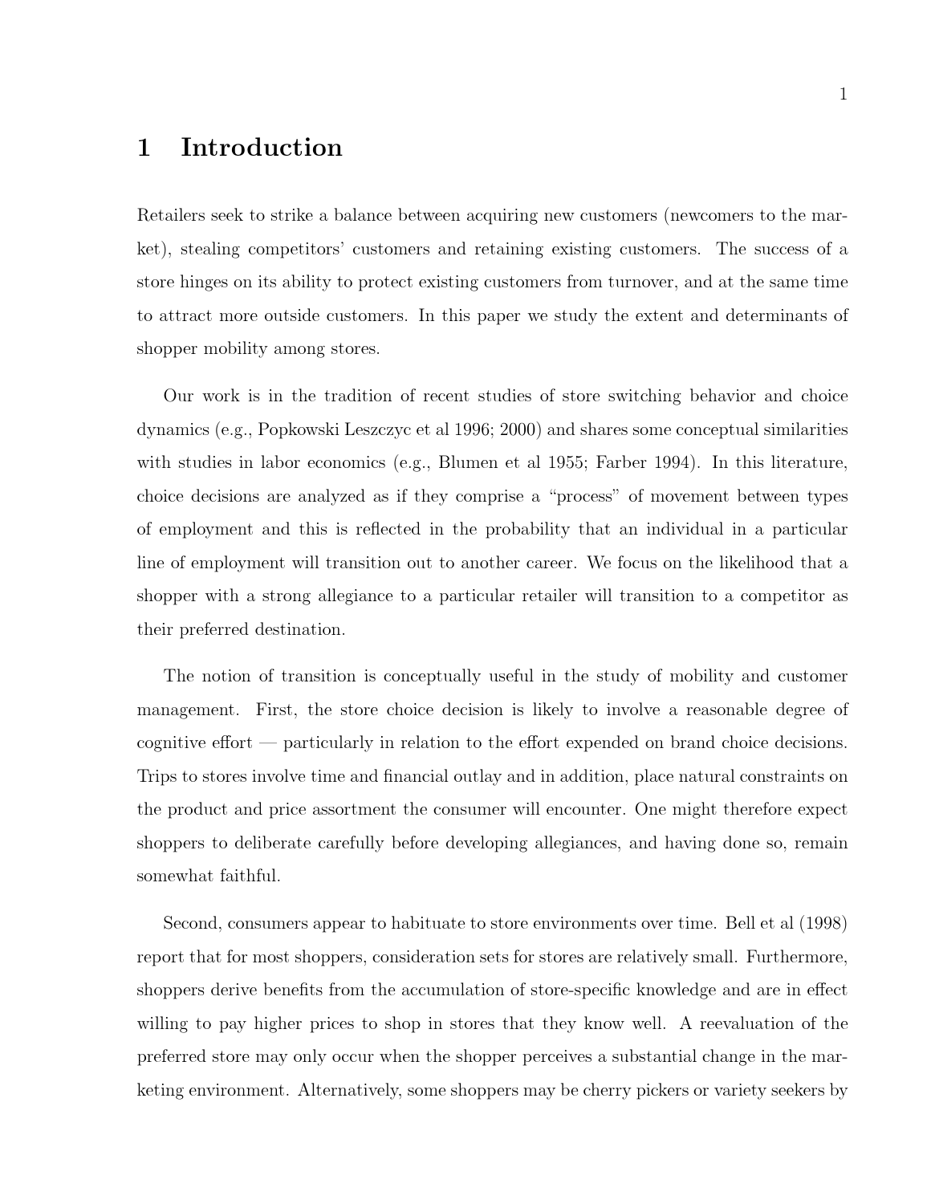# 1 Introduction

Retailers seek to strike a balance between acquiring new customers (newcomers to the market), stealing competitors' customers and retaining existing customers. The success of a store hinges on its ability to protect existing customers from turnover, and at the same time to attract more outside customers. In this paper we study the extent and determinants of shopper mobility among stores.

Our work is in the tradition of recent studies of store switching behavior and choice dynamics (e.g., Popkowski Leszczyc et al 1996; 2000) and shares some conceptual similarities with studies in labor economics (e.g., Blumen et al 1955; Farber 1994). In this literature, choice decisions are analyzed as if they comprise a "process" of movement between types of employment and this is reflected in the probability that an individual in a particular line of employment will transition out to another career. We focus on the likelihood that a shopper with a strong allegiance to a particular retailer will transition to a competitor as their preferred destination.

The notion of transition is conceptually useful in the study of mobility and customer management. First, the store choice decision is likely to involve a reasonable degree of cognitive effort — particularly in relation to the effort expended on brand choice decisions. Trips to stores involve time and financial outlay and in addition, place natural constraints on the product and price assortment the consumer will encounter. One might therefore expect shoppers to deliberate carefully before developing allegiances, and having done so, remain somewhat faithful.

Second, consumers appear to habituate to store environments over time. Bell et al (1998) report that for most shoppers, consideration sets for stores are relatively small. Furthermore, shoppers derive benefits from the accumulation of store-specific knowledge and are in effect willing to pay higher prices to shop in stores that they know well. A reevaluation of the preferred store may only occur when the shopper perceives a substantial change in the marketing environment. Alternatively, some shoppers may be cherry pickers or variety seekers by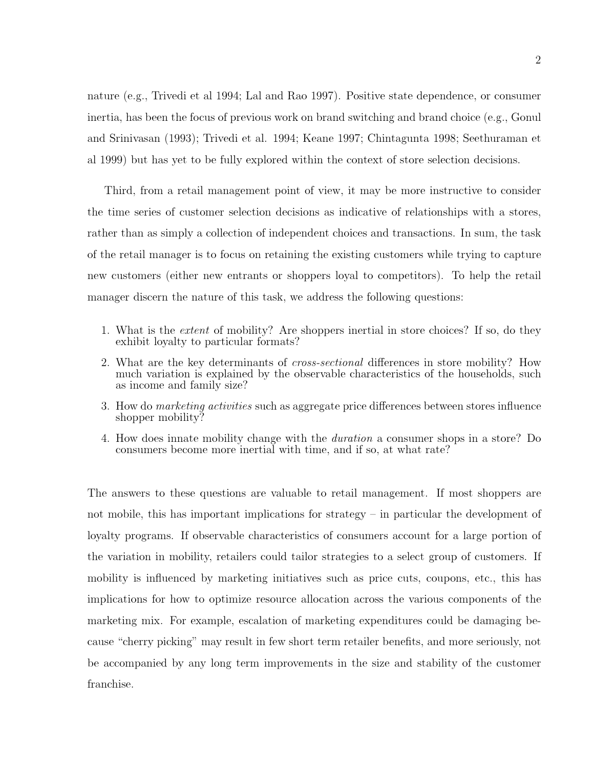nature (e.g., Trivedi et al 1994; Lal and Rao 1997). Positive state dependence, or consumer inertia, has been the focus of previous work on brand switching and brand choice (e.g., Gonul and Srinivasan (1993); Trivedi et al. 1994; Keane 1997; Chintagunta 1998; Seethuraman et al 1999) but has yet to be fully explored within the context of store selection decisions.

Third, from a retail management point of view, it may be more instructive to consider the time series of customer selection decisions as indicative of relationships with a stores, rather than as simply a collection of independent choices and transactions. In sum, the task of the retail manager is to focus on retaining the existing customers while trying to capture new customers (either new entrants or shoppers loyal to competitors). To help the retail manager discern the nature of this task, we address the following questions:

1. What is the *extent* of mobility? Are shoppers inertial in store choices? If so, do they exhibit loyalty to particular formats?
2. What are the key determinants of *cross-sectional* differences in store mobility? How much variation is explained by the observable characteristics of the households, such as income and family size?
3. How do *marketing activities* such as aggregate price differences between stores influence shopper mobility?
4. How does innate mobility change with the *duration* a consumer shops in a store? Do consumers become more inertial with time, and if so, at what rate?

The answers to these questions are valuable to retail management. If most shoppers are not mobile, this has important implications for strategy – in particular the development of loyalty programs. If observable characteristics of consumers account for a large portion of the variation in mobility, retailers could tailor strategies to a select group of customers. If mobility is influenced by marketing initiatives such as price cuts, coupons, etc., this has implications for how to optimize resource allocation across the various components of the marketing mix. For example, escalation of marketing expenditures could be damaging because "cherry picking" may result in few short term retailer benefits, and more seriously, not be accompanied by any long term improvements in the size and stability of the customer franchise.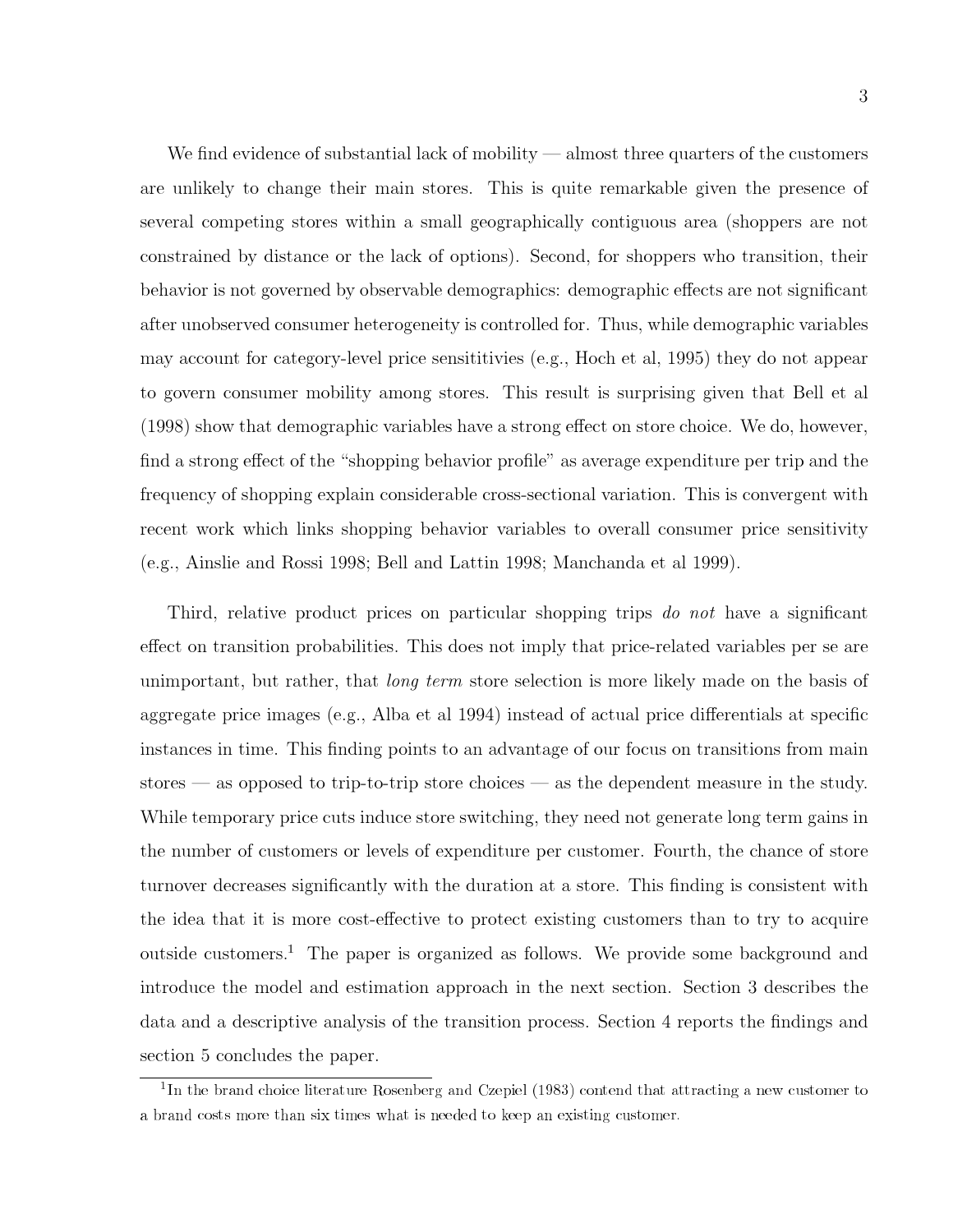We find evidence of substantial lack of mobility — almost three quarters of the customers are unlikely to change their main stores. This is quite remarkable given the presence of several competing stores within a small geographically contiguous area (shoppers are not constrained by distance or the lack of options). Second, for shoppers who transition, their behavior is not governed by observable demographics: demographic effects are not significant after unobserved consumer heterogeneity is controlled for. Thus, while demographic variables may account for category-level price sensititivies (e.g., Hoch et al, 1995) they do not appear to govern consumer mobility among stores. This result is surprising given that Bell et al (1998) show that demographic variables have a strong effect on store choice. We do, however, find a strong effect of the "shopping behavior profile" as average expenditure per trip and the frequency of shopping explain considerable cross-sectional variation. This is convergent with recent work which links shopping behavior variables to overall consumer price sensitivity (e.g., Ainslie and Rossi 1998; Bell and Lattin 1998; Manchanda et al 1999).

Third, relative product prices on particular shopping trips *do not* have a significant effect on transition probabilities. This does not imply that price-related variables per se are unimportant, but rather, that *long term* store selection is more likely made on the basis of aggregate price images (e.g., Alba et al 1994) instead of actual price differentials at specific instances in time. This finding points to an advantage of our focus on transitions from main stores — as opposed to trip-to-trip store choices — as the dependent measure in the study. While temporary price cuts induce store switching, they need not generate long term gains in the number of customers or levels of expenditure per customer. Fourth, the chance of store turnover decreases significantly with the duration at a store. This finding is consistent with the idea that it is more cost-effective to protect existing customers than to try to acquire outside customers.[1] The paper is organized as follows. We provide some background and introduce the model and estimation approach in the next section. Section 3 describes the data and a descriptive analysis of the transition process. Section 4 reports the findings and section 5 concludes the paper.

---

[1] In the brand choice literature Rosenberg and Czepiel (1983) contend that attracting a new customer to a brand costs more than six times what is needed to keep an existing customer.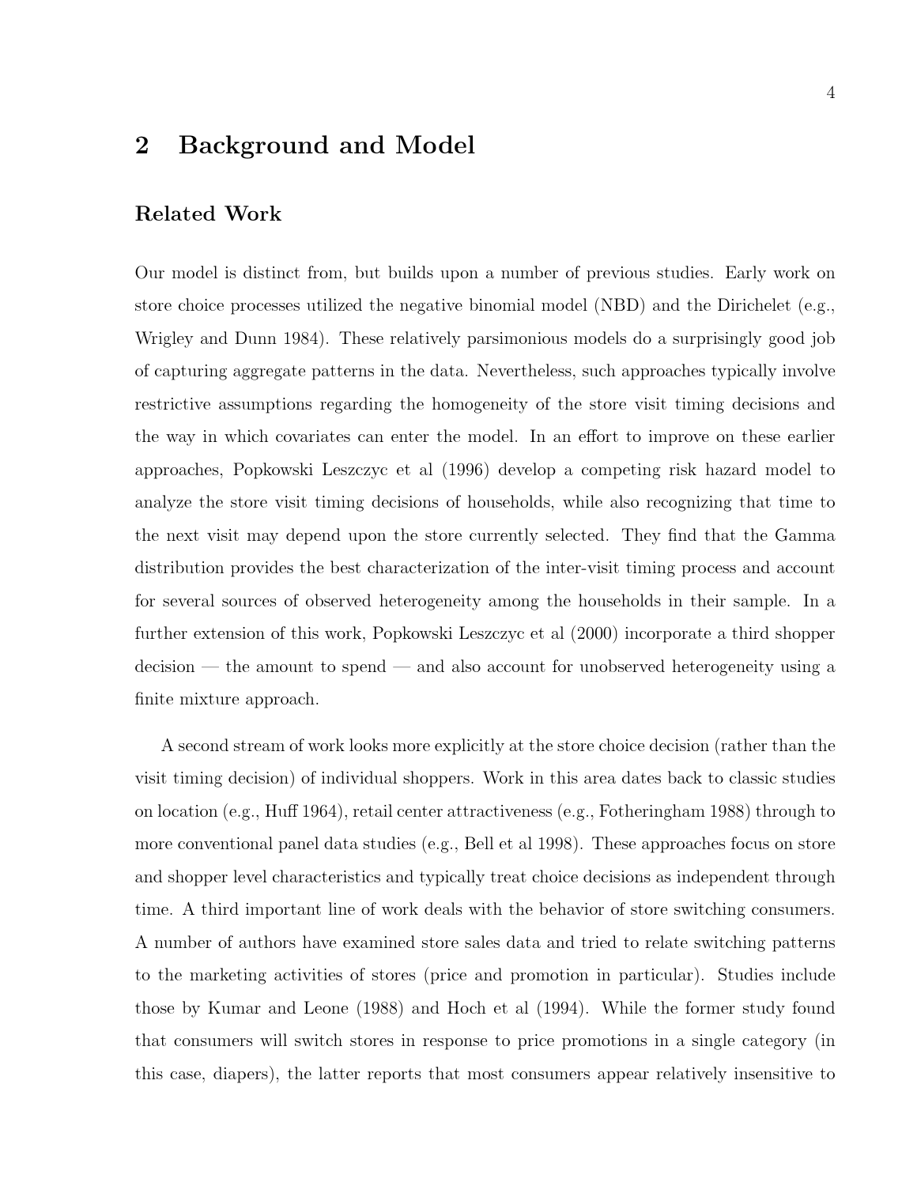# 2 Background and Model

## Related Work

Our model is distinct from, but builds upon a number of previous studies. Early work on store choice processes utilized the negative binomial model (NBD) and the Dirichelet (e.g., Wrigley and Dunn 1984). These relatively parsimonious models do a surprisingly good job of capturing aggregate patterns in the data. Nevertheless, such approaches typically involve restrictive assumptions regarding the homogeneity of the store visit timing decisions and the way in which covariates can enter the model. In an effort to improve on these earlier approaches, Popkowski Leszczyc et al (1996) develop a competing risk hazard model to analyze the store visit timing decisions of households, while also recognizing that time to the next visit may depend upon the store currently selected. They find that the Gamma distribution provides the best characterization of the inter-visit timing process and account for several sources of observed heterogeneity among the households in their sample. In a further extension of this work, Popkowski Leszczyc et al (2000) incorporate a third shopper decision — the amount to spend — and also account for unobserved heterogeneity using a finite mixture approach.

A second stream of work looks more explicitly at the store choice decision (rather than the visit timing decision) of individual shoppers. Work in this area dates back to classic studies on location (e.g., Huff 1964), retail center attractiveness (e.g., Fotheringham 1988) through to more conventional panel data studies (e.g., Bell et al 1998). These approaches focus on store and shopper level characteristics and typically treat choice decisions as independent through time. A third important line of work deals with the behavior of store switching consumers. A number of authors have examined store sales data and tried to relate switching patterns to the marketing activities of stores (price and promotion in particular). Studies include those by Kumar and Leone (1988) and Hoch et al (1994). While the former study found that consumers will switch stores in response to price promotions in a single category (in this case, diapers), the latter reports that most consumers appear relatively insensitive to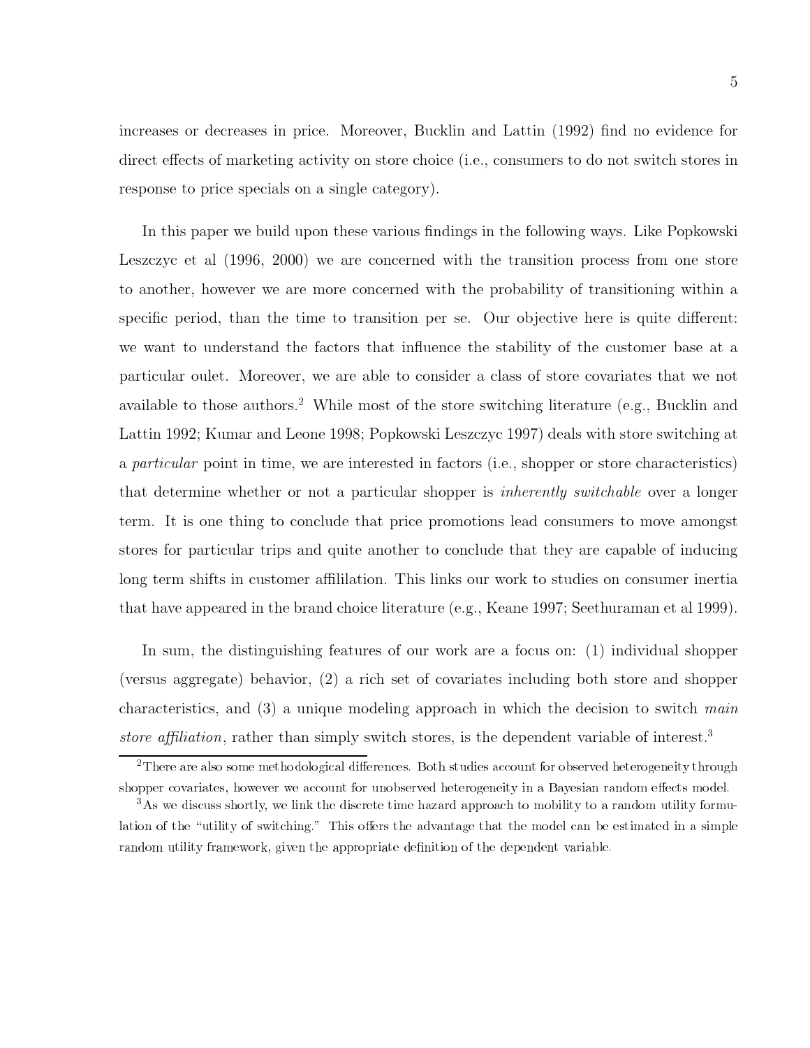increases or decreases in price. Moreover, Bucklin and Lattin (1992) find no evidence for direct effects of marketing activity on store choice (i.e., consumers to do not switch stores in response to price specials on a single category).

In this paper we build upon these various findings in the following ways. Like Popkowski Leszczyc et al (1996, 2000) we are concerned with the transition process from one store to another, however we are more concerned with the probability of transitioning within a specific period, than the time to transition per se. Our objective here is quite different: we want to understand the factors that influence the stability of the customer base at a particular oulet. Moreover, we are able to consider a class of store covariates that we not available to those authors.[2] While most of the store switching literature (e.g., Bucklin and Lattin 1992; Kumar and Leone 1998; Popkowski Leszczyc 1997) deals with store switching at a *particular* point in time, we are interested in factors (i.e., shopper or store characteristics) that determine whether or not a particular shopper is *inherently switchable* over a longer term. It is one thing to conclude that price promotions lead consumers to move amongst stores for particular trips and quite another to conclude that they are capable of inducing long term shifts in customer affililation. This links our work to studies on consumer inertia that have appeared in the brand choice literature (e.g., Keane 1997; Seethuraman et al 1999).

In sum, the distinguishing features of our work are a focus on: (1) individual shopper (versus aggregate) behavior, (2) a rich set of covariates including both store and shopper characteristics, and (3) a unique modeling approach in which the decision to switch *main store affiliation*, rather than simply switch stores, is the dependent variable of interest.[3]

[2] There are also some methodological differences. Both studies account for observed heterogeneity through shopper covariates, however we account for unobserved heterogeneity in a Bayesian random effects model.

[3] As we discuss shortly, we link the discrete time hazard approach to mobility to a random utility formulation of the "utility of switching." This offers the advantage that the model can be estimated in a simple random utility framework, given the appropriate definition of the dependent variable.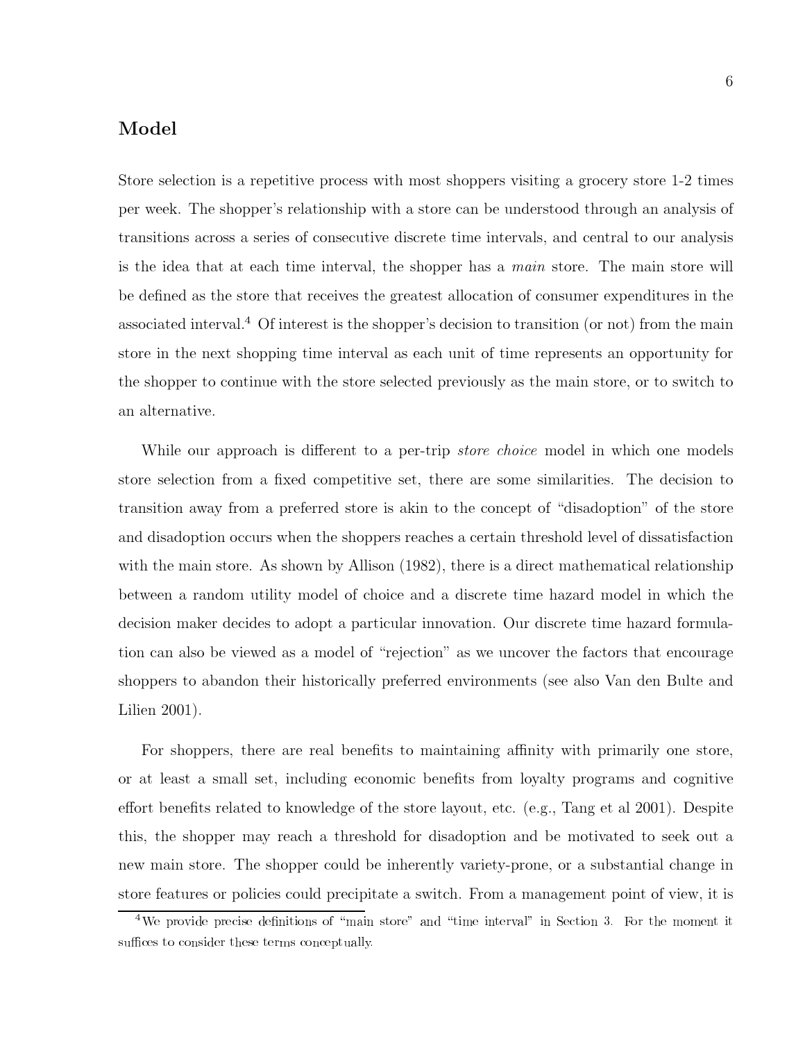## Model

Store selection is a repetitive process with most shoppers visiting a grocery store 1-2 times per week. The shopper's relationship with a store can be understood through an analysis of transitions across a series of consecutive discrete time intervals, and central to our analysis is the idea that at each time interval, the shopper has a *main* store. The main store will be defined as the store that receives the greatest allocation of consumer expenditures in the associated interval.[4] Of interest is the shopper's decision to transition (or not) from the main store in the next shopping time interval as each unit of time represents an opportunity for the shopper to continue with the store selected previously as the main store, or to switch to an alternative.

While our approach is different to a per-trip *store choice* model in which one models store selection from a fixed competitive set, there are some similarities. The decision to transition away from a preferred store is akin to the concept of "disadoption" of the store and disadoption occurs when the shoppers reaches a certain threshold level of dissatisfaction with the main store. As shown by Allison (1982), there is a direct mathematical relationship between a random utility model of choice and a discrete time hazard model in which the decision maker decides to adopt a particular innovation. Our discrete time hazard formulation can also be viewed as a model of "rejection" as we uncover the factors that encourage shoppers to abandon their historically preferred environments (see also Van den Bulte and Lilien 2001).

For shoppers, there are real benefits to maintaining affinity with primarily one store, or at least a small set, including economic benefits from loyalty programs and cognitive effort benefits related to knowledge of the store layout, etc. (e.g., Tang et al 2001). Despite this, the shopper may reach a threshold for disadoption and be motivated to seek out a new main store. The shopper could be inherently variety-prone, or a substantial change in store features or policies could precipitate a switch. From a management point of view, it is

[4] We provide precise definitions of "main store" and "time interval" in Section 3. For the moment it suffices to consider these terms conceptually.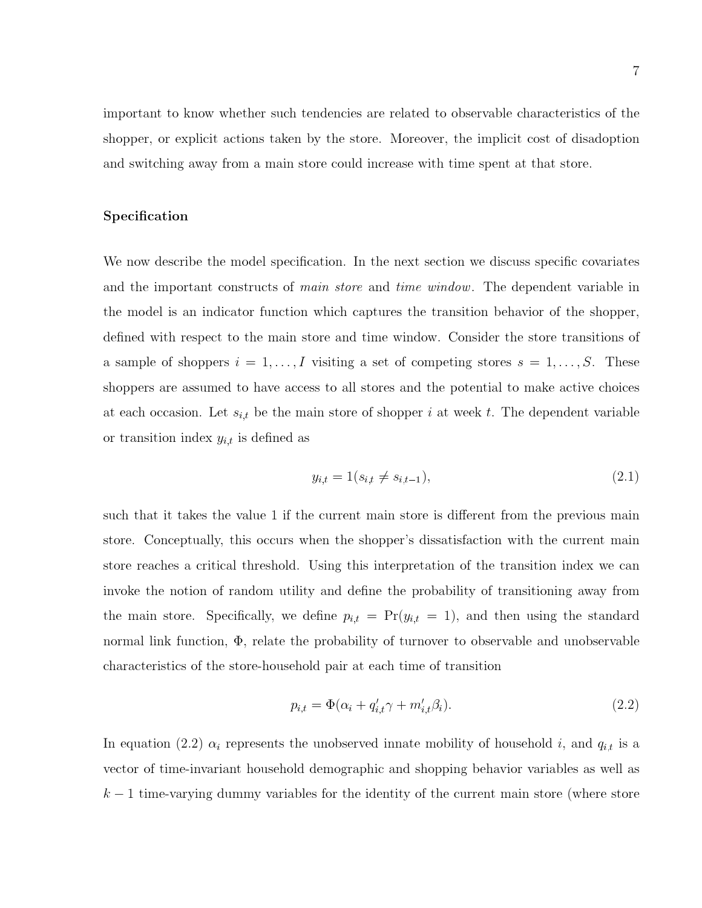important to know whether such tendencies are related to observable characteristics of the shopper, or explicit actions taken by the store. Moreover, the implicit cost of disadoption and switching away from a main store could increase with time spent at that store.

### Specification

We now describe the model specification. In the next section we discuss specific covariates and the important constructs of *main store* and *time window*. The dependent variable in the model is an indicator function which captures the transition behavior of the shopper, defined with respect to the main store and time window. Consider the store transitions of a sample of shoppers $i = 1, \ldots, I$ visiting a set of competing stores $s = 1, \ldots, S$. These shoppers are assumed to have access to all stores and the potential to make active choices at each occasion. Let $s_{i,t}$ be the main store of shopper $i$ at week $t$. The dependent variable or transition index $y_{i,t}$ is defined as

$$y_{i,t} = 1(s_{i,t} \neq s_{i,t-1}), \tag{2.1}$$

such that it takes the value 1 if the current main store is different from the previous main store. Conceptually, this occurs when the shopper's dissatisfaction with the current main store reaches a critical threshold. Using this interpretation of the transition index we can invoke the notion of random utility and define the probability of transitioning away from the main store. Specifically, we define $p_{i,t} = \Pr(y_{i,t} = 1)$, and then using the standard normal link function, $\Phi$, relate the probability of turnover to observable and unobservable characteristics of the store-household pair at each time of transition

$$p_{i,t} = \Phi(\alpha_i + q_{i,t}'\gamma + m_{i,t}'\beta_i). \tag{2.2}$$

In equation (2.2) $\alpha_i$ represents the unobserved innate mobility of household $i$, and $q_{i,t}$ is a vector of time-invariant household demographic and shopping behavior variables as well as $k-1$ time-varying dummy variables for the identity of the current main store (where store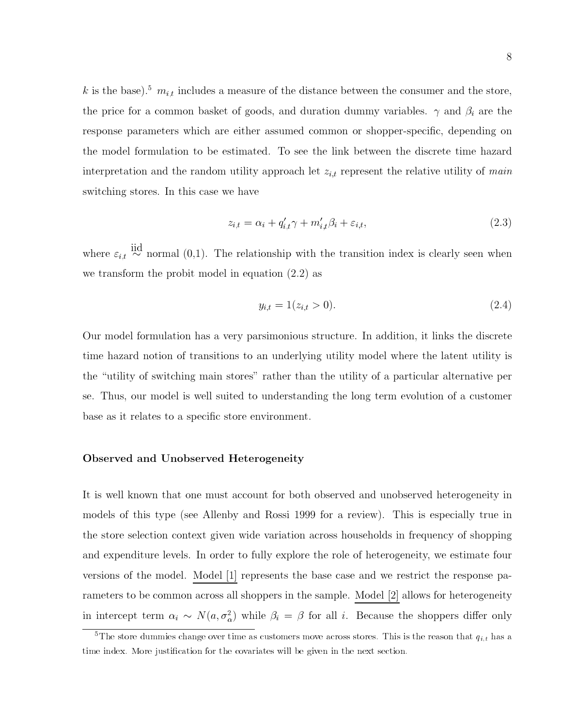$k$ is the base).[5] $m_{i,t}$ includes a measure of the distance between the consumer and the store, the price for a common basket of goods, and duration dummy variables. $\gamma$ and $\beta_i$ are the response parameters which are either assumed common or shopper-specific, depending on the model formulation to be estimated. To see the link between the discrete time hazard interpretation and the random utility approach let $z_{i,t}$ represent the relative utility of *main* switching stores. In this case we have

$$z_{i,t} = \alpha_i + q'_{i,t}\gamma + m'_{i,t}\beta_i + \varepsilon_{i,t}, \tag{2.3}$$

where $\varepsilon_{i,t} \overset{\text{iid}}{\sim}$ normal (0,1). The relationship with the transition index is clearly seen when we transform the probit model in equation (2.2) as

$$y_{i,t} = 1(z_{i,t} > 0). \tag{2.4}$$

Our model formulation has a very parsimonious structure. In addition, it links the discrete time hazard notion of transitions to an underlying utility model where the latent utility is the "utility of switching main stores" rather than the utility of a particular alternative per se. Thus, our model is well suited to understanding the long term evolution of a customer base as it relates to a specific store environment.

**Observed and Unobserved Heterogeneity**

It is well known that one must account for both observed and unobserved heterogeneity in models of this type (see Allenby and Rossi 1999 for a review). This is especially true in the store selection context given wide variation across households in frequency of shopping and expenditure levels. In order to fully explore the role of heterogeneity, we estimate four versions of the model. Model [1] represents the base case and we restrict the response parameters to be common across all shoppers in the sample. Model [2] allows for heterogeneity in intercept term $\alpha_i \sim N(a, \sigma^2_\alpha)$ while $\beta_i = \beta$ for all $i$. Because the shoppers differ only

[5] The store dummies change over time as customers move across stores. This is the reason that $q_{i,t}$ has a time index. More justification for the covariates will be given in the next section.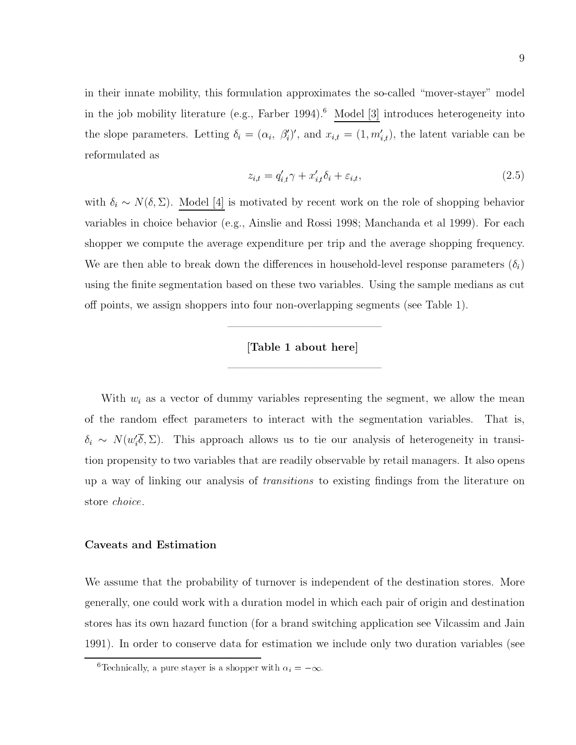in their innate mobility, this formulation approximates the so-called "mover-stayer" model in the job mobility literature (e.g., Farber 1994).[6] Model [3] introduces heterogeneity into the slope parameters. Letting $\delta_i = (\alpha_i,\ \beta_i')'$, and $x_{i,t} = (1, m_{i,t}')$, the latent variable can be reformulated as

$$z_{i,t} = q_{i,t}'\gamma + x_{i,t}'\delta_i + \varepsilon_{i,t}, \tag{2.5}$$

with $\delta_i \sim N(\delta, \Sigma)$. Model [4] is motivated by recent work on the role of shopping behavior variables in choice behavior (e.g., Ainslie and Rossi 1998; Manchanda et al 1999). For each shopper we compute the average expenditure per trip and the average shopping frequency. We are then able to break down the differences in household-level response parameters ($\delta_i$) using the finite segmentation based on these two variables. Using the sample medians as cut off points, we assign shoppers into four non-overlapping segments (see Table 1).

**[Table 1 about here]**

With $w_i$ as a vector of dummy variables representing the segment, we allow the mean of the random effect parameters to interact with the segmentation variables. That is, $\delta_i \sim N(w_i'\overline{\delta}, \Sigma)$. This approach allows us to tie our analysis of heterogeneity in transition propensity to two variables that are readily observable by retail managers. It also opens up a way of linking our analysis of *transitions* to existing findings from the literature on store *choice*.

### Caveats and Estimation

We assume that the probability of turnover is independent of the destination stores. More generally, one could work with a duration model in which each pair of origin and destination stores has its own hazard function (for a brand switching application see Vilcassim and Jain 1991). In order to conserve data for estimation we include only two duration variables (see

[6] Technically, a pure stayer is a shopper with $\alpha_i = -\infty$.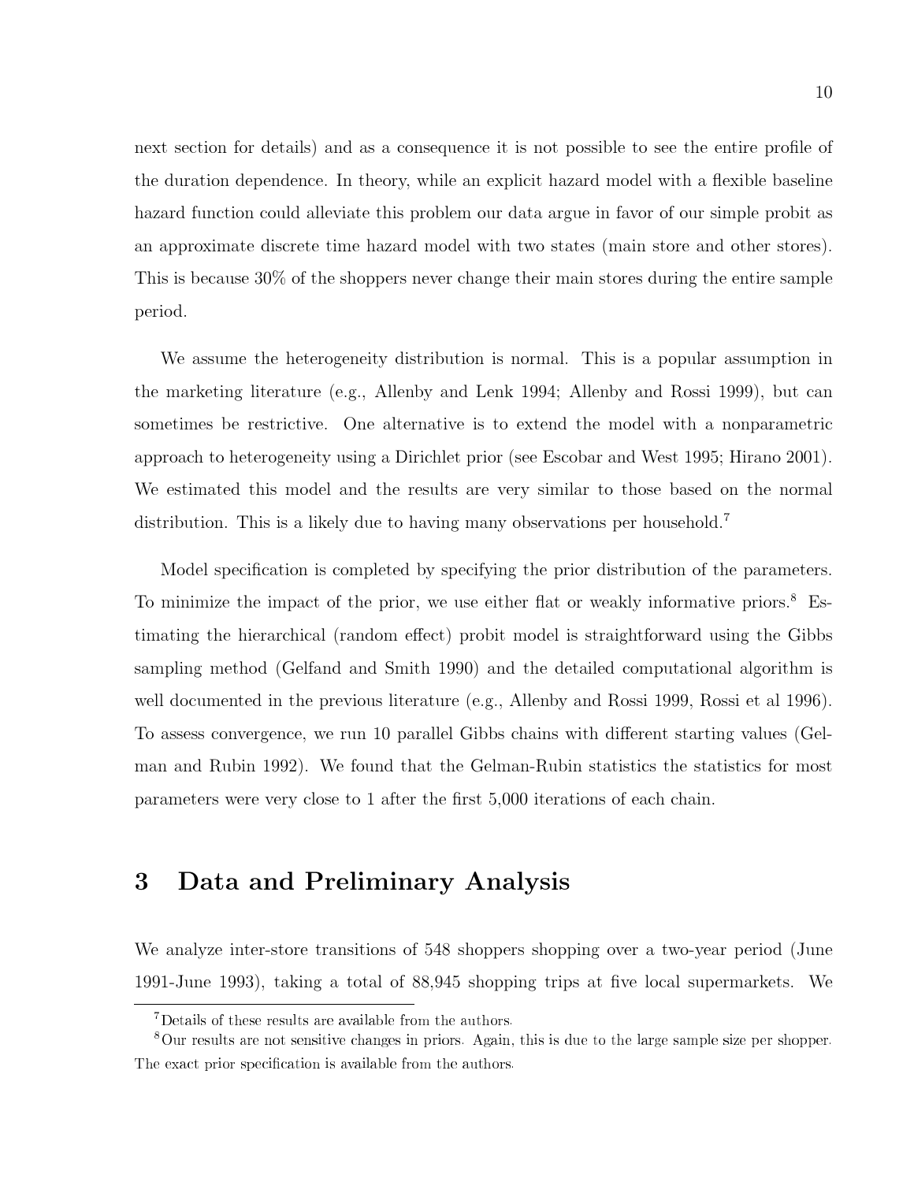next section for details) and as a consequence it is not possible to see the entire profile of the duration dependence. In theory, while an explicit hazard model with a flexible baseline hazard function could alleviate this problem our data argue in favor of our simple probit as an approximate discrete time hazard model with two states (main store and other stores). This is because 30% of the shoppers never change their main stores during the entire sample period.

We assume the heterogeneity distribution is normal. This is a popular assumption in the marketing literature (e.g., Allenby and Lenk 1994; Allenby and Rossi 1999), but can sometimes be restrictive. One alternative is to extend the model with a nonparametric approach to heterogeneity using a Dirichlet prior (see Escobar and West 1995; Hirano 2001). We estimated this model and the results are very similar to those based on the normal distribution. This is a likely due to having many observations per household.[7]

Model specification is completed by specifying the prior distribution of the parameters. To minimize the impact of the prior, we use either flat or weakly informative priors.[8] Estimating the hierarchical (random effect) probit model is straightforward using the Gibbs sampling method (Gelfand and Smith 1990) and the detailed computational algorithm is well documented in the previous literature (e.g., Allenby and Rossi 1999, Rossi et al 1996). To assess convergence, we run 10 parallel Gibbs chains with different starting values (Gelman and Rubin 1992). We found that the Gelman-Rubin statistics the statistics for most parameters were very close to 1 after the first 5,000 iterations of each chain.

# 3 Data and Preliminary Analysis

We analyze inter-store transitions of 548 shoppers shopping over a two-year period (June 1991-June 1993), taking a total of 88,945 shopping trips at five local supermarkets. We

---

[7] Details of these results are available from the authors.

[8] Our results are not sensitive changes in priors. Again, this is due to the large sample size per shopper. The exact prior specification is available from the authors.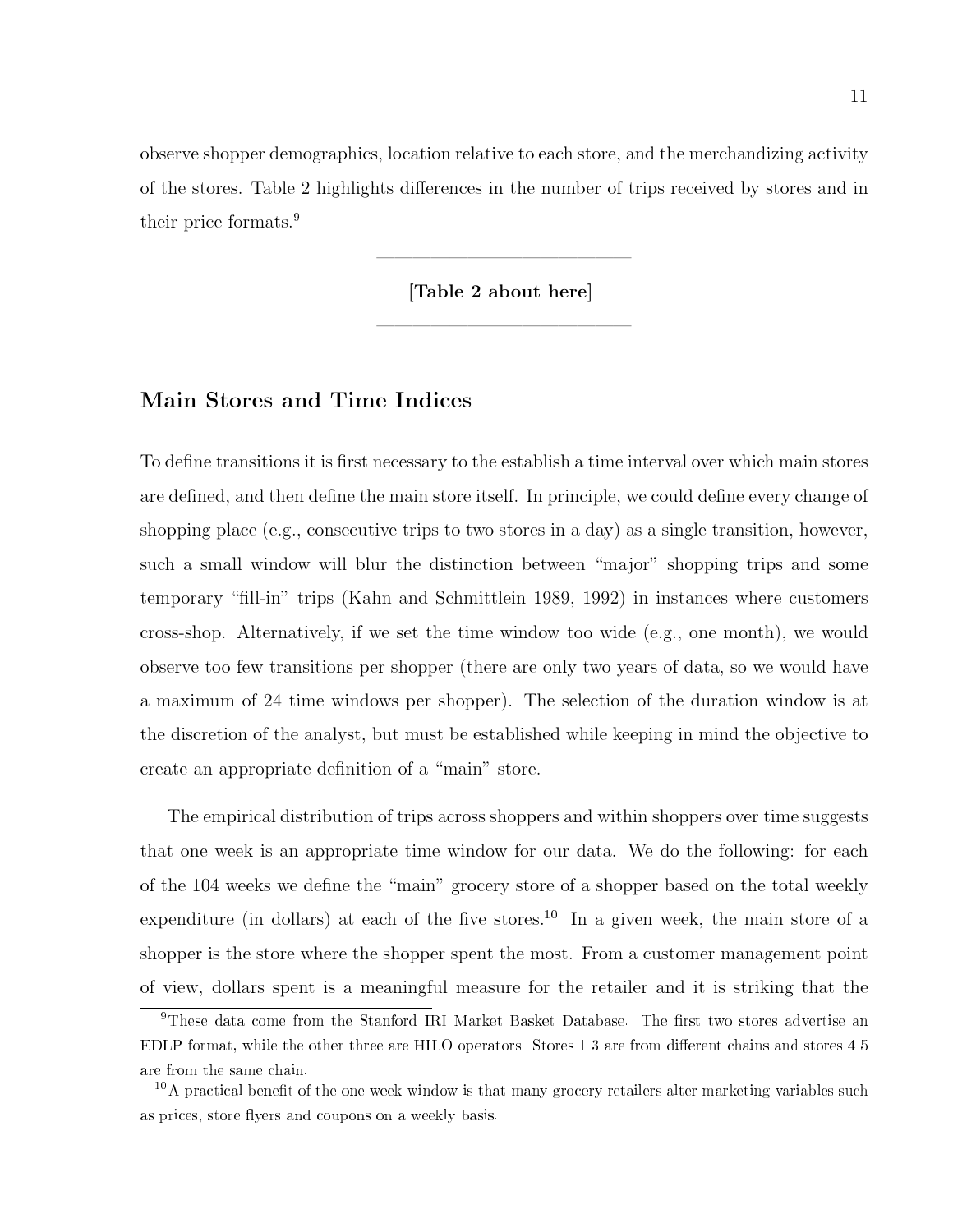observe shopper demographics, location relative to each store, and the merchandizing activity of the stores. Table 2 highlights differences in the number of trips received by stores and in their price formats.[9]

---

**[Table 2 about here]**

---

## Main Stores and Time Indices

To define transitions it is first necessary to the establish a time interval over which main stores are defined, and then define the main store itself. In principle, we could define every change of shopping place (e.g., consecutive trips to two stores in a day) as a single transition, however, such a small window will blur the distinction between "major" shopping trips and some temporary "fill-in" trips (Kahn and Schmittlein 1989, 1992) in instances where customers cross-shop. Alternatively, if we set the time window too wide (e.g., one month), we would observe too few transitions per shopper (there are only two years of data, so we would have a maximum of 24 time windows per shopper). The selection of the duration window is at the discretion of the analyst, but must be established while keeping in mind the objective to create an appropriate definition of a "main" store.

The empirical distribution of trips across shoppers and within shoppers over time suggests that one week is an appropriate time window for our data. We do the following: for each of the 104 weeks we define the "main" grocery store of a shopper based on the total weekly expenditure (in dollars) at each of the five stores.[10] In a given week, the main store of a shopper is the store where the shopper spent the most. From a customer management point of view, dollars spent is a meaningful measure for the retailer and it is striking that the

---

[9] These data come from the Stanford IRI Market Basket Database. The first two stores advertise an EDLP format, while the other three are HILO operators. Stores 1-3 are from different chains and stores 4-5 are from the same chain.

[10] A practical benefit of the one week window is that many grocery retailers alter marketing variables such as prices, store flyers and coupons on a weekly basis.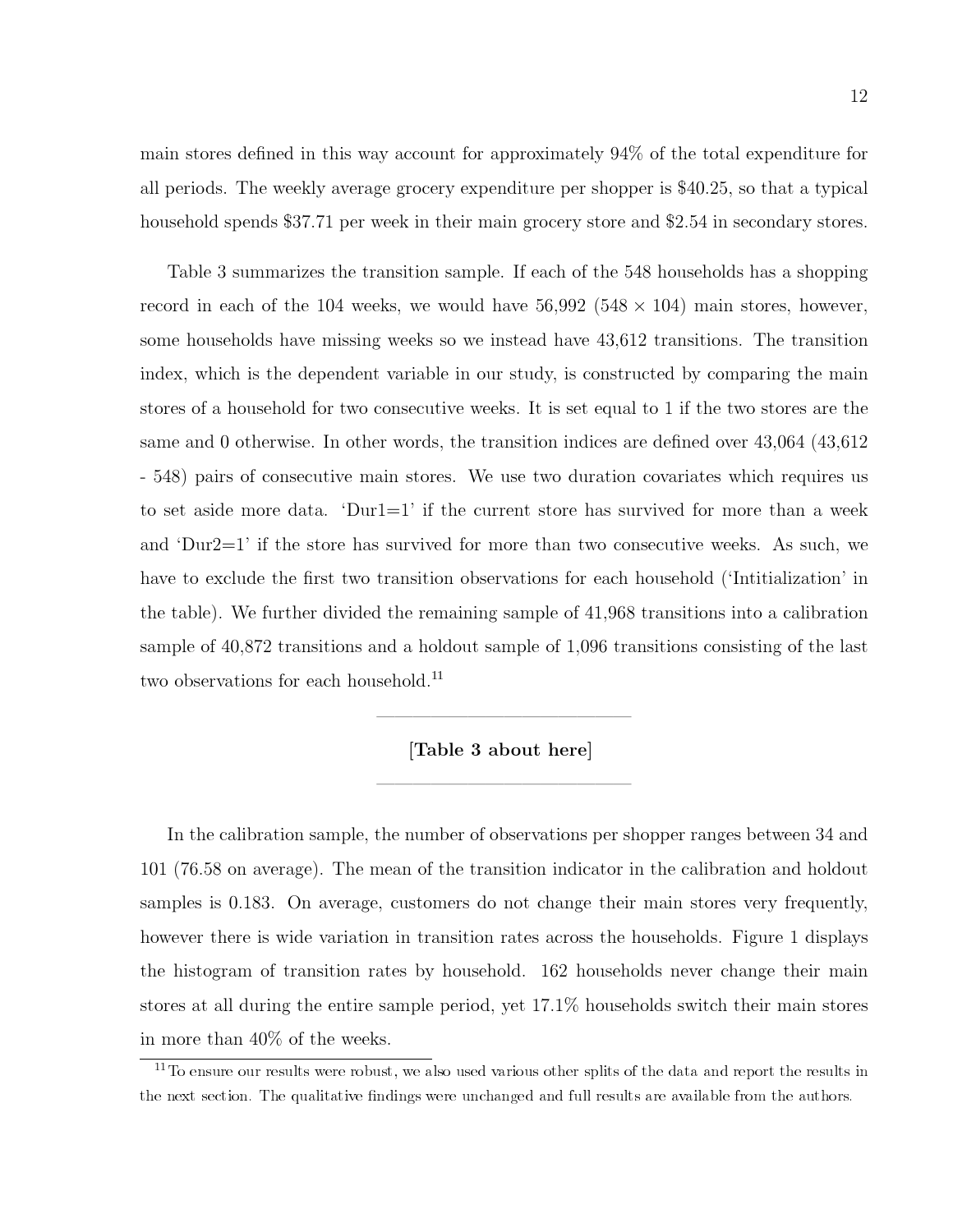main stores defined in this way account for approximately 94% of the total expenditure for all periods. The weekly average grocery expenditure per shopper is \$40.25, so that a typical household spends \$37.71 per week in their main grocery store and \$2.54 in secondary stores.

Table 3 summarizes the transition sample. If each of the 548 households has a shopping record in each of the 104 weeks, we would have 56,992 ($548 \times 104$) main stores, however, some households have missing weeks so we instead have 43,612 transitions. The transition index, which is the dependent variable in our study, is constructed by comparing the main stores of a household for two consecutive weeks. It is set equal to 1 if the two stores are the same and 0 otherwise. In other words, the transition indices are defined over 43,064 (43,612 - 548) pairs of consecutive main stores. We use two duration covariates which requires us to set aside more data. 'Dur1=1' if the current store has survived for more than a week and 'Dur2=1' if the store has survived for more than two consecutive weeks. As such, we have to exclude the first two transition observations for each household ('Intitialization' in the table). We further divided the remaining sample of 41,968 transitions into a calibration sample of 40,872 transitions and a holdout sample of 1,096 transitions consisting of the last two observations for each household.[11]

**[Table 3 about here]**

In the calibration sample, the number of observations per shopper ranges between 34 and 101 (76.58 on average). The mean of the transition indicator in the calibration and holdout samples is 0.183. On average, customers do not change their main stores very frequently, however there is wide variation in transition rates across the households. Figure 1 displays the histogram of transition rates by household. 162 households never change their main stores at all during the entire sample period, yet 17.1% households switch their main stores in more than 40% of the weeks.

[11] To ensure our results were robust, we also used various other splits of the data and report the results in the next section. The qualitative findings were unchanged and full results are available from the authors.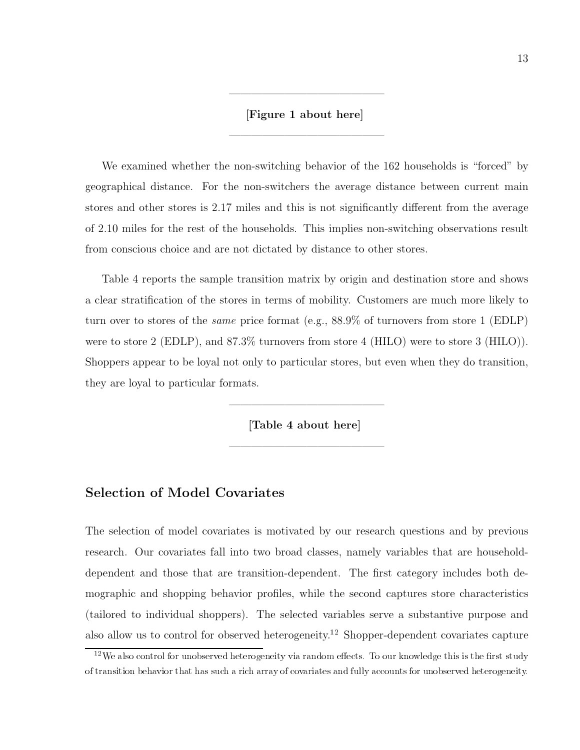[**Figure 1 about here**]

We examined whether the non-switching behavior of the 162 households is "forced" by geographical distance. For the non-switchers the average distance between current main stores and other stores is 2.17 miles and this is not significantly different from the average of 2.10 miles for the rest of the households. This implies non-switching observations result from conscious choice and are not dictated by distance to other stores.

Table 4 reports the sample transition matrix by origin and destination store and shows a clear stratification of the stores in terms of mobility. Customers are much more likely to turn over to stores of the *same* price format (e.g., 88.9% of turnovers from store 1 (EDLP) were to store 2 (EDLP), and 87.3% turnovers from store 4 (HILO) were to store 3 (HILO)). Shoppers appear to be loyal not only to particular stores, but even when they do transition, they are loyal to particular formats.

[**Table 4 about here**]

## Selection of Model Covariates

The selection of model covariates is motivated by our research questions and by previous research. Our covariates fall into two broad classes, namely variables that are household-dependent and those that are transition-dependent. The first category includes both demographic and shopping behavior profiles, while the second captures store characteristics (tailored to individual shoppers). The selected variables serve a substantive purpose and also allow us to control for observed heterogeneity.[12] Shopper-dependent covariates capture

[12] We also control for unobserved heterogeneity via random effects. To our knowledge this is the first study of transition behavior that has such a rich array of covariates and fully accounts for unobserved heterogeneity.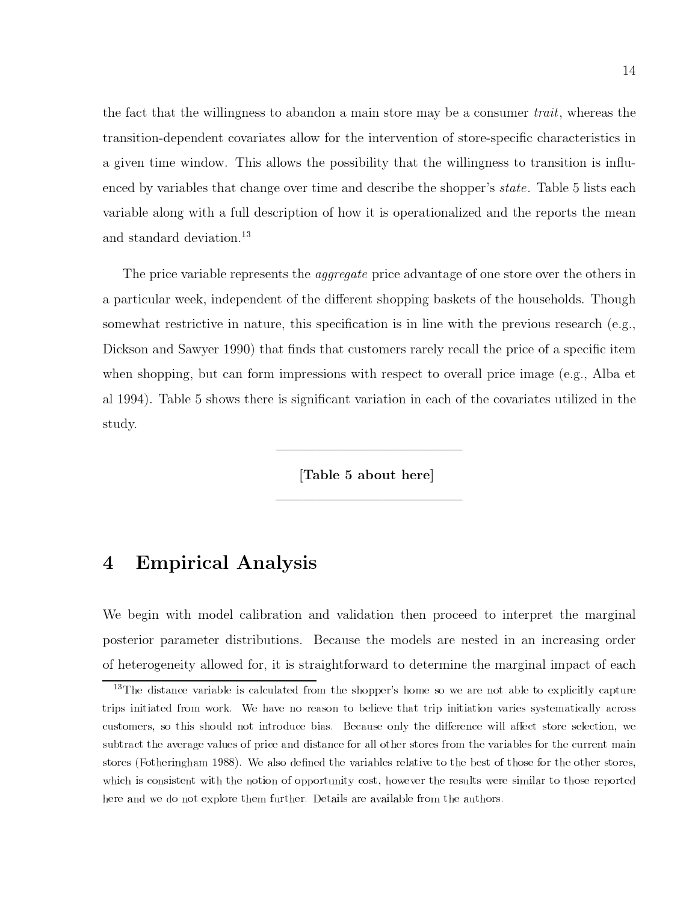the fact that the willingness to abandon a main store may be a consumer *trait*, whereas the transition-dependent covariates allow for the intervention of store-specific characteristics in a given time window. This allows the possibility that the willingness to transition is influenced by variables that change over time and describe the shopper's *state*. Table 5 lists each variable along with a full description of how it is operationalized and the reports the mean and standard deviation.[13]

The price variable represents the *aggregate* price advantage of one store over the others in a particular week, independent of the different shopping baskets of the households. Though somewhat restrictive in nature, this specification is in line with the previous research (e.g., Dickson and Sawyer 1990) that finds that customers rarely recall the price of a specific item when shopping, but can form impressions with respect to overall price image (e.g., Alba et al 1994). Table 5 shows there is significant variation in each of the covariates utilized in the study.

**[Table 5 about here]**

# 4 Empirical Analysis

We begin with model calibration and validation then proceed to interpret the marginal posterior parameter distributions. Because the models are nested in an increasing order of heterogeneity allowed for, it is straightforward to determine the marginal impact of each

[13] The distance variable is calculated from the shopper's home so we are not able to explicitly capture trips initiated from work. We have no reason to believe that trip initiation varies systematically across customers, so this should not introduce bias. Because only the difference will affect store selection, we subtract the average values of price and distance for all other stores from the variables for the current main stores (Fotheringham 1988). We also defined the variables relative to the best of those for the other stores, which is consistent with the notion of opportunity cost, however the results were similar to those reported here and we do not explore them further. Details are available from the authors.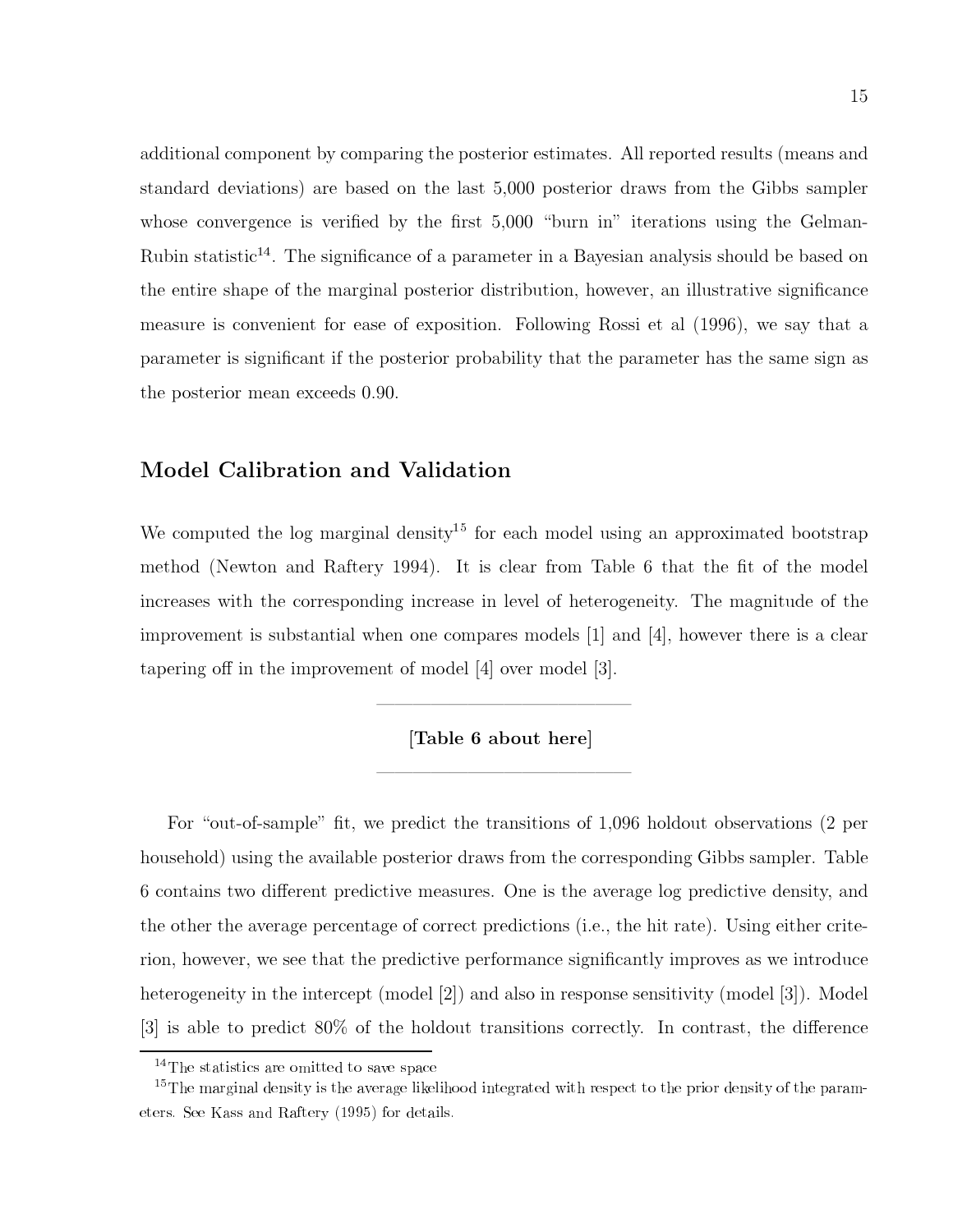additional component by comparing the posterior estimates. All reported results (means and standard deviations) are based on the last 5,000 posterior draws from the Gibbs sampler whose convergence is verified by the first 5,000 "burn in" iterations using the Gelman-Rubin statistic[14]. The significance of a parameter in a Bayesian analysis should be based on the entire shape of the marginal posterior distribution, however, an illustrative significance measure is convenient for ease of exposition. Following Rossi et al (1996), we say that a parameter is significant if the posterior probability that the parameter has the same sign as the posterior mean exceeds 0.90.

## Model Calibration and Validation

We computed the log marginal density[15] for each model using an approximated bootstrap method (Newton and Raftery 1994). It is clear from Table 6 that the fit of the model increases with the corresponding increase in level of heterogeneity. The magnitude of the improvement is substantial when one compares models [1] and [4], however there is a clear tapering off in the improvement of model [4] over model [3].

---

**[Table 6 about here]**

---

For "out-of-sample" fit, we predict the transitions of 1,096 holdout observations (2 per household) using the available posterior draws from the corresponding Gibbs sampler. Table 6 contains two different predictive measures. One is the average log predictive density, and the other the average percentage of correct predictions (i.e., the hit rate). Using either criterion, however, we see that the predictive performance significantly improves as we introduce heterogeneity in the intercept (model [2]) and also in response sensitivity (model [3]). Model [3] is able to predict 80% of the holdout transitions correctly. In contrast, the difference

[14] The statistics are omitted to save space

[15] The marginal density is the average likelihood integrated with respect to the prior density of the parameters. See Kass and Raftery (1995) for details.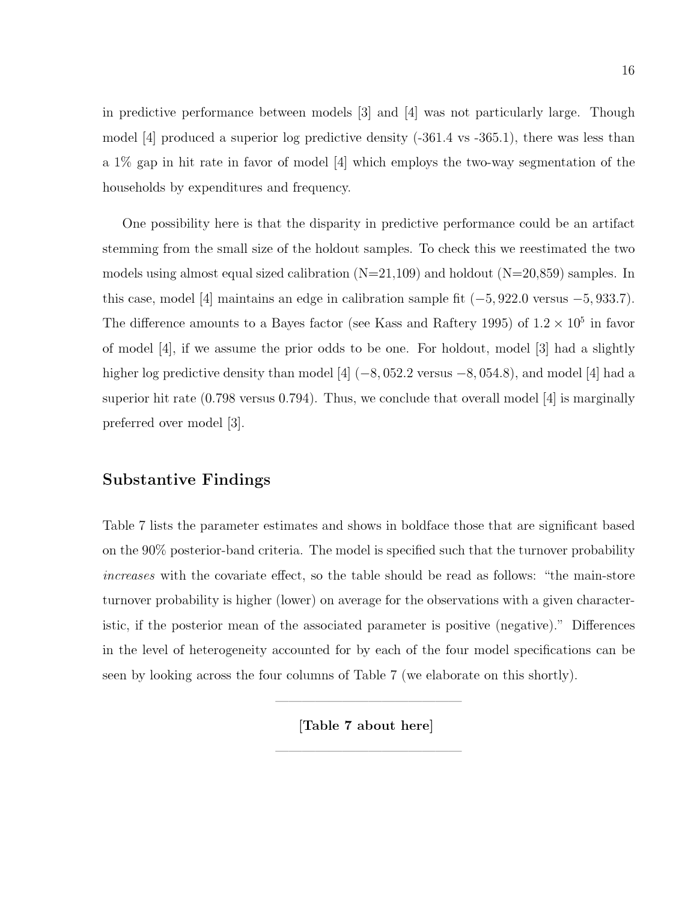in predictive performance between models [3] and [4] was not particularly large. Though model [4] produced a superior log predictive density (-361.4 vs -365.1), there was less than a 1% gap in hit rate in favor of model [4] which employs the two-way segmentation of the households by expenditures and frequency.

One possibility here is that the disparity in predictive performance could be an artifact stemming from the small size of the holdout samples. To check this we reestimated the two models using almost equal sized calibration (N=21,109) and holdout (N=20,859) samples. In this case, model [4] maintains an edge in calibration sample fit ($-5,922.0$ versus $-5,933.7$). The difference amounts to a Bayes factor (see Kass and Raftery 1995) of $1.2 \times 10^5$ in favor of model [4], if we assume the prior odds to be one. For holdout, model [3] had a slightly higher log predictive density than model [4] ($-8,052.2$ versus $-8,054.8$), and model [4] had a superior hit rate (0.798 versus 0.794). Thus, we conclude that overall model [4] is marginally preferred over model [3].

## Substantive Findings

Table 7 lists the parameter estimates and shows in boldface those that are significant based on the 90% posterior-band criteria. The model is specified such that the turnover probability *increases* with the covariate effect, so the table should be read as follows: "the main-store turnover probability is higher (lower) on average for the observations with a given characteristic, if the posterior mean of the associated parameter is positive (negative)." Differences in the level of heterogeneity accounted for by each of the four model specifications can be seen by looking across the four columns of Table 7 (we elaborate on this shortly).

---

**[Table 7 about here]**

---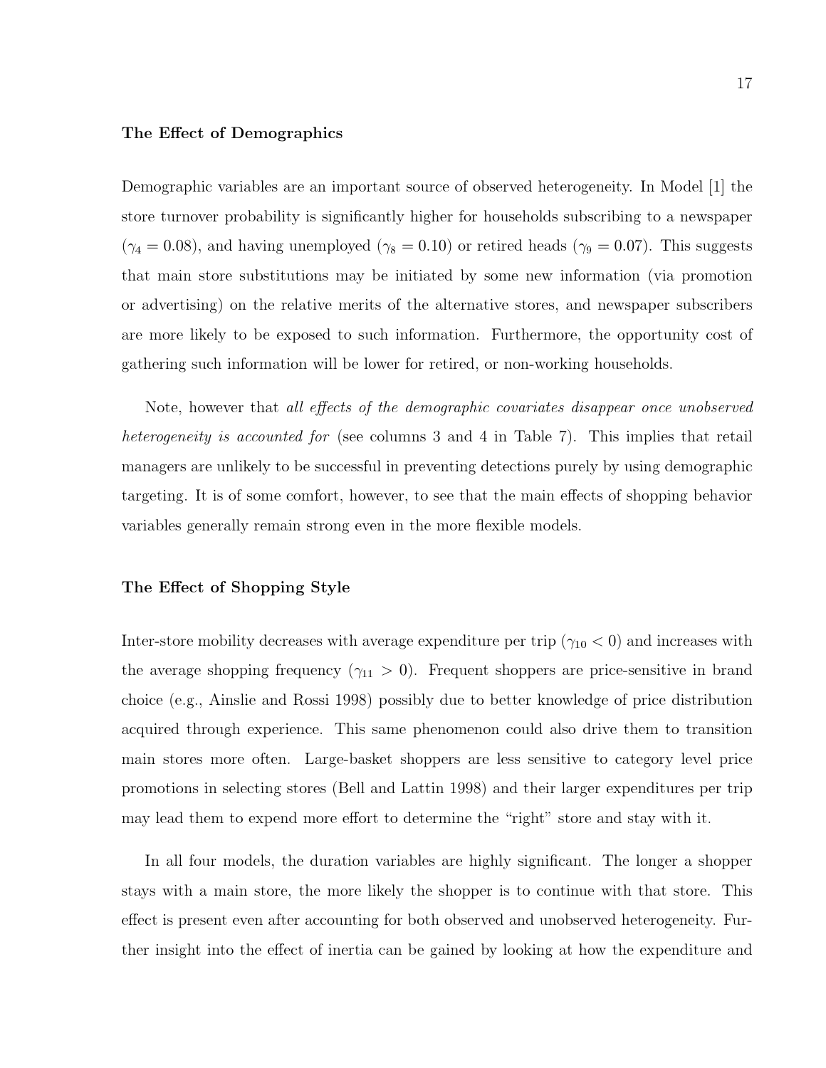### The Effect of Demographics

Demographic variables are an important source of observed heterogeneity. In Model [1] the store turnover probability is significantly higher for households subscribing to a newspaper ($\gamma_4 = 0.08$), and having unemployed ($\gamma_8 = 0.10$) or retired heads ($\gamma_9 = 0.07$). This suggests that main store substitutions may be initiated by some new information (via promotion or advertising) on the relative merits of the alternative stores, and newspaper subscribers are more likely to be exposed to such information. Furthermore, the opportunity cost of gathering such information will be lower for retired, or non-working households.

Note, however that *all effects of the demographic covariates disappear once unobserved heterogeneity is accounted for* (see columns 3 and 4 in Table 7). This implies that retail managers are unlikely to be successful in preventing detections purely by using demographic targeting. It is of some comfort, however, to see that the main effects of shopping behavior variables generally remain strong even in the more flexible models.

### The Effect of Shopping Style

Inter-store mobility decreases with average expenditure per trip ($\gamma_{10} < 0$) and increases with the average shopping frequency ($\gamma_{11} > 0$). Frequent shoppers are price-sensitive in brand choice (e.g., Ainslie and Rossi 1998) possibly due to better knowledge of price distribution acquired through experience. This same phenomenon could also drive them to transition main stores more often. Large-basket shoppers are less sensitive to category level price promotions in selecting stores (Bell and Lattin 1998) and their larger expenditures per trip may lead them to expend more effort to determine the "right" store and stay with it.

In all four models, the duration variables are highly significant. The longer a shopper stays with a main store, the more likely the shopper is to continue with that store. This effect is present even after accounting for both observed and unobserved heterogeneity. Further insight into the effect of inertia can be gained by looking at how the expenditure and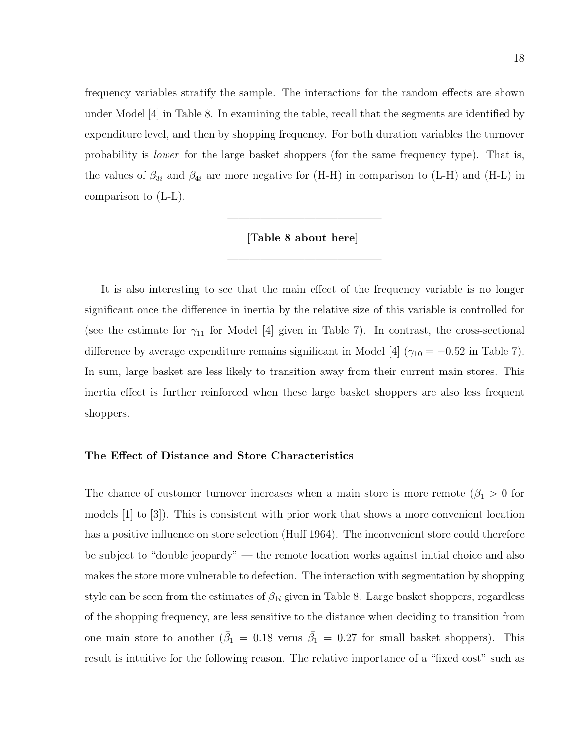frequency variables stratify the sample. The interactions for the random effects are shown under Model [4] in Table 8. In examining the table, recall that the segments are identified by expenditure level, and then by shopping frequency. For both duration variables the turnover probability is *lower* for the large basket shoppers (for the same frequency type). That is, the values of $\beta_{3i}$ and $\beta_{4i}$ are more negative for (H-H) in comparison to (L-H) and (H-L) in comparison to (L-L).

---

**[Table 8 about here]**

---

It is also interesting to see that the main effect of the frequency variable is no longer significant once the difference in inertia by the relative size of this variable is controlled for (see the estimate for $\gamma_{11}$ for Model [4] given in Table 7). In contrast, the cross-sectional difference by average expenditure remains significant in Model [4] ($\gamma_{10} = -0.52$ in Table 7). In sum, large basket are less likely to transition away from their current main stores. This inertia effect is further reinforced when these large basket shoppers are also less frequent shoppers.

### The Effect of Distance and Store Characteristics

The chance of customer turnover increases when a main store is more remote ($\beta_1 > 0$ for models [1] to [3]). This is consistent with prior work that shows a more convenient location has a positive influence on store selection (Huff 1964). The inconvenient store could therefore be subject to "double jeopardy" — the remote location works against initial choice and also makes the store more vulnerable to defection. The interaction with segmentation by shopping style can be seen from the estimates of $\beta_{1i}$ given in Table 8. Large basket shoppers, regardless of the shopping frequency, are less sensitive to the distance when deciding to transition from one main store to another ($\bar{\beta}_1 = 0.18$ verus $\bar{\beta}_1 = 0.27$ for small basket shoppers). This result is intuitive for the following reason. The relative importance of a "fixed cost" such as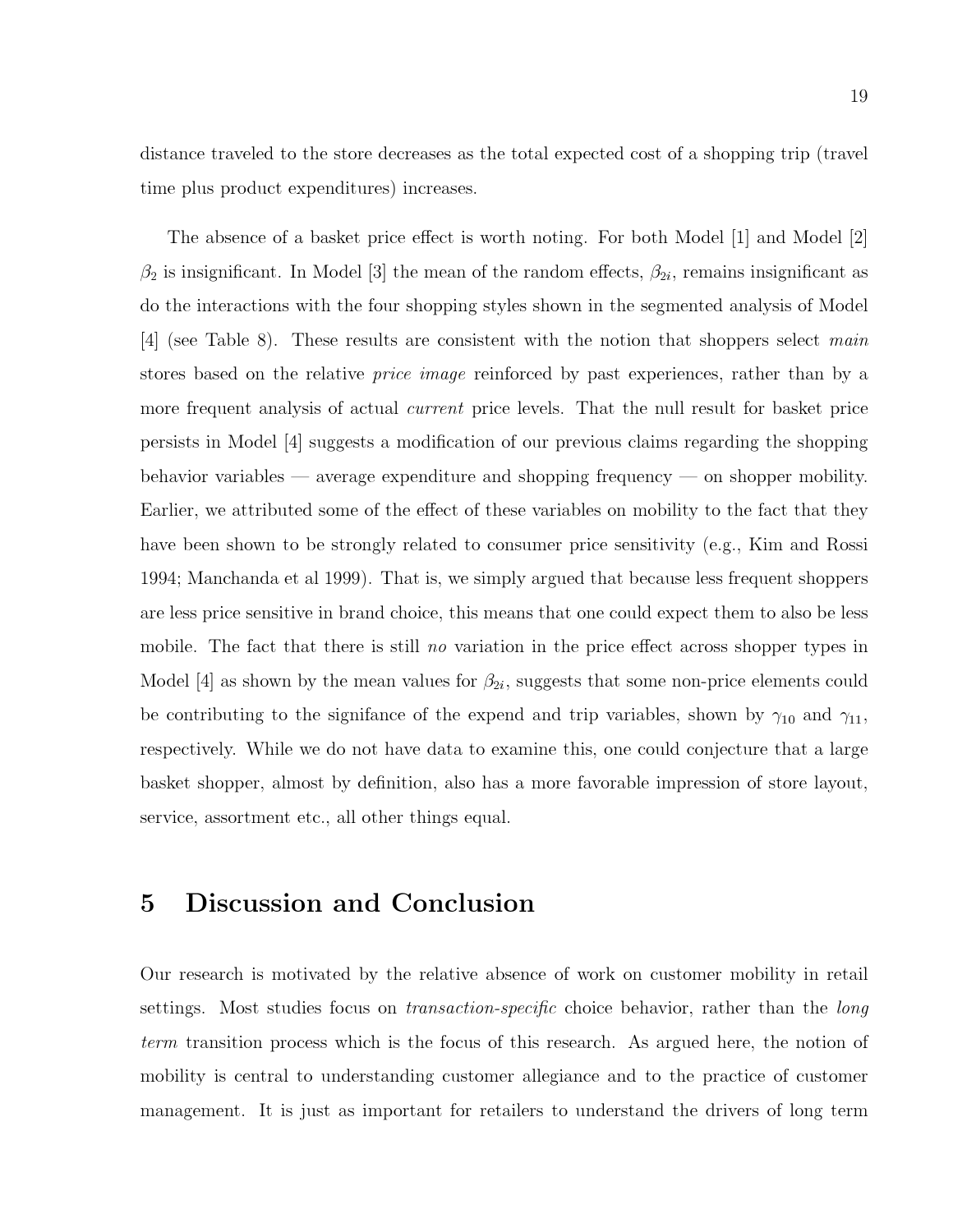distance traveled to the store decreases as the total expected cost of a shopping trip (travel time plus product expenditures) increases.

The absence of a basket price effect is worth noting. For both Model [1] and Model [2] $\beta_2$ is insignificant. In Model [3] the mean of the random effects, $\beta_{2i}$, remains insignificant as do the interactions with the four shopping styles shown in the segmented analysis of Model [4] (see Table 8). These results are consistent with the notion that shoppers select *main* stores based on the relative *price image* reinforced by past experiences, rather than by a more frequent analysis of actual *current* price levels. That the null result for basket price persists in Model [4] suggests a modification of our previous claims regarding the shopping behavior variables — average expenditure and shopping frequency — on shopper mobility. Earlier, we attributed some of the effect of these variables on mobility to the fact that they have been shown to be strongly related to consumer price sensitivity (e.g., Kim and Rossi 1994; Manchanda et al 1999). That is, we simply argued that because less frequent shoppers are less price sensitive in brand choice, this means that one could expect them to also be less mobile. The fact that there is still *no* variation in the price effect across shopper types in Model [4] as shown by the mean values for $\beta_{2i}$, suggests that some non-price elements could be contributing to the signifance of the expend and trip variables, shown by $\gamma_{10}$ and $\gamma_{11}$, respectively. While we do not have data to examine this, one could conjecture that a large basket shopper, almost by definition, also has a more favorable impression of store layout, service, assortment etc., all other things equal.

# 5 Discussion and Conclusion

Our research is motivated by the relative absence of work on customer mobility in retail settings. Most studies focus on *transaction-specific* choice behavior, rather than the *long term* transition process which is the focus of this research. As argued here, the notion of mobility is central to understanding customer allegiance and to the practice of customer management. It is just as important for retailers to understand the drivers of long term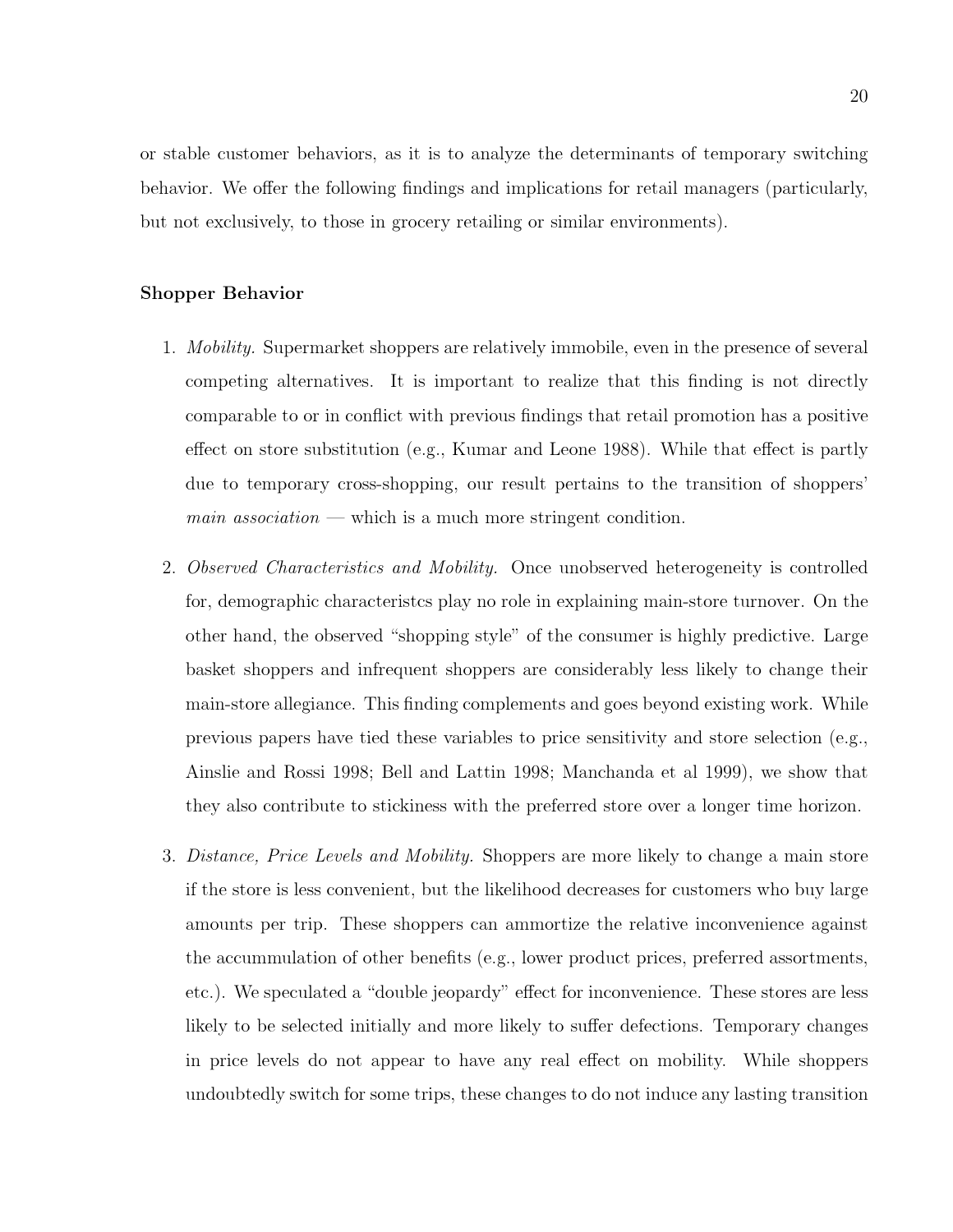or stable customer behaviors, as it is to analyze the determinants of temporary switching behavior. We offer the following findings and implications for retail managers (particularly, but not exclusively, to those in grocery retailing or similar environments).

### Shopper Behavior

1. *Mobility.* Supermarket shoppers are relatively immobile, even in the presence of several competing alternatives. It is important to realize that this finding is not directly comparable to or in conflict with previous findings that retail promotion has a positive effect on store substitution (e.g., Kumar and Leone 1988). While that effect is partly due to temporary cross-shopping, our result pertains to the transition of shoppers' *main association* — which is a much more stringent condition.

2. *Observed Characteristics and Mobility.* Once unobserved heterogeneity is controlled for, demographic characteristcs play no role in explaining main-store turnover. On the other hand, the observed "shopping style" of the consumer is highly predictive. Large basket shoppers and infrequent shoppers are considerably less likely to change their main-store allegiance. This finding complements and goes beyond existing work. While previous papers have tied these variables to price sensitivity and store selection (e.g., Ainslie and Rossi 1998; Bell and Lattin 1998; Manchanda et al 1999), we show that they also contribute to stickiness with the preferred store over a longer time horizon.

3. *Distance, Price Levels and Mobility.* Shoppers are more likely to change a main store if the store is less convenient, but the likelihood decreases for customers who buy large amounts per trip. These shoppers can ammortize the relative inconvenience against the accummulation of other benefits (e.g., lower product prices, preferred assortments, etc.). We speculated a "double jeopardy" effect for inconvenience. These stores are less likely to be selected initially and more likely to suffer defections. Temporary changes in price levels do not appear to have any real effect on mobility. While shoppers undoubtedly switch for some trips, these changes to do not induce any lasting transition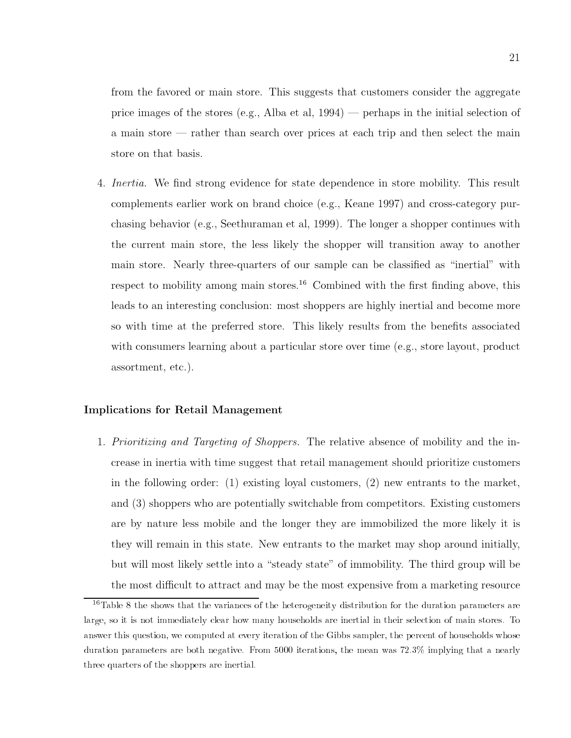from the favored or main store. This suggests that customers consider the aggregate price images of the stores (e.g., Alba et al, 1994) — perhaps in the initial selection of a main store — rather than search over prices at each trip and then select the main store on that basis.

4. *Inertia.* We find strong evidence for state dependence in store mobility. This result complements earlier work on brand choice (e.g., Keane 1997) and cross-category purchasing behavior (e.g., Seethuraman et al, 1999). The longer a shopper continues with the current main store, the less likely the shopper will transition away to another main store. Nearly three-quarters of our sample can be classified as "inertial" with respect to mobility among main stores.[16] Combined with the first finding above, this leads to an interesting conclusion: most shoppers are highly inertial and become more so with time at the preferred store. This likely results from the benefits associated with consumers learning about a particular store over time (e.g., store layout, product assortment, etc.).

### Implications for Retail Management

1. *Prioritizing and Targeting of Shoppers.* The relative absence of mobility and the increase in inertia with time suggest that retail management should prioritize customers in the following order: (1) existing loyal customers, (2) new entrants to the market, and (3) shoppers who are potentially switchable from competitors. Existing customers are by nature less mobile and the longer they are immobilized the more likely it is they will remain in this state. New entrants to the market may shop around initially, but will most likely settle into a "steady state" of immobility. The third group will be the most difficult to attract and may be the most expensive from a marketing resource

[16] Table 8 the shows that the variances of the heterogeneity distribution for the duration parameters are large, so it is not immediately clear how many households are inertial in their selection of main stores. To answer this question, we computed at every iteration of the Gibbs sampler, the percent of households whose duration parameters are both negative. From 5000 iterations, the mean was 72.3% implying that a nearly three quarters of the shoppers are inertial.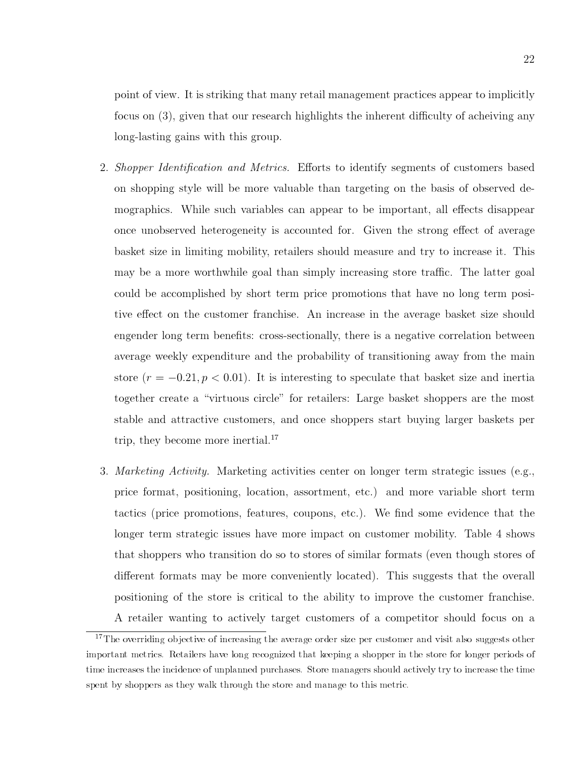point of view. It is striking that many retail management practices appear to implicitly focus on (3), given that our research highlights the inherent difficulty of acheiving any long-lasting gains with this group.

2. *Shopper Identification and Metrics.* Efforts to identify segments of customers based on shopping style will be more valuable than targeting on the basis of observed demographics. While such variables can appear to be important, all effects disappear once unobserved heterogeneity is accounted for. Given the strong effect of average basket size in limiting mobility, retailers should measure and try to increase it. This may be a more worthwhile goal than simply increasing store traffic. The latter goal could be accomplished by short term price promotions that have no long term positive effect on the customer franchise. An increase in the average basket size should engender long term benefits: cross-sectionally, there is a negative correlation between average weekly expenditure and the probability of transitioning away from the main store ($r = -0.21, p < 0.01$). It is interesting to speculate that basket size and inertia together create a "virtuous circle" for retailers: Large basket shoppers are the most stable and attractive customers, and once shoppers start buying larger baskets per trip, they become more inertial.[17]

3. *Marketing Activity.* Marketing activities center on longer term strategic issues (e.g., price format, positioning, location, assortment, etc.) and more variable short term tactics (price promotions, features, coupons, etc.). We find some evidence that the longer term strategic issues have more impact on customer mobility. Table 4 shows that shoppers who transition do so to stores of similar formats (even though stores of different formats may be more conveniently located). This suggests that the overall positioning of the store is critical to the ability to improve the customer franchise. A retailer wanting to actively target customers of a competitor should focus on a

[17] The overriding objective of increasing the average order size per customer and visit also suggests other important metrics. Retailers have long recognized that keeping a shopper in the store for longer periods of time increases the incidence of unplanned purchases. Store managers should actively try to increase the time spent by shoppers as they walk through the store and manage to this metric.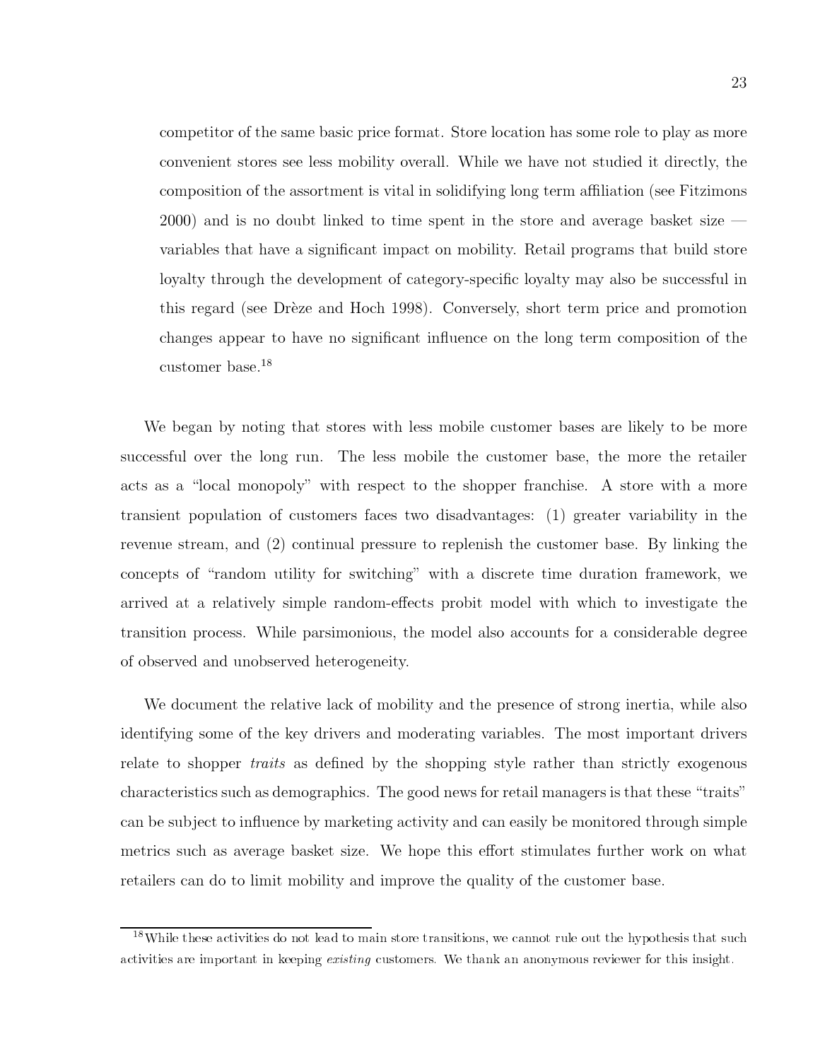competitor of the same basic price format. Store location has some role to play as more convenient stores see less mobility overall. While we have not studied it directly, the composition of the assortment is vital in solidifying long term affiliation (see Fitzimons 2000) and is no doubt linked to time spent in the store and average basket size — variables that have a significant impact on mobility. Retail programs that build store loyalty through the development of category-specific loyalty may also be successful in this regard (see Drèze and Hoch 1998). Conversely, short term price and promotion changes appear to have no significant influence on the long term composition of the customer base.[18]

We began by noting that stores with less mobile customer bases are likely to be more successful over the long run. The less mobile the customer base, the more the retailer acts as a "local monopoly" with respect to the shopper franchise. A store with a more transient population of customers faces two disadvantages: (1) greater variability in the revenue stream, and (2) continual pressure to replenish the customer base. By linking the concepts of "random utility for switching" with a discrete time duration framework, we arrived at a relatively simple random-effects probit model with which to investigate the transition process. While parsimonious, the model also accounts for a considerable degree of observed and unobserved heterogeneity.

We document the relative lack of mobility and the presence of strong inertia, while also identifying some of the key drivers and moderating variables. The most important drivers relate to shopper *traits* as defined by the shopping style rather than strictly exogenous characteristics such as demographics. The good news for retail managers is that these "traits" can be subject to influence by marketing activity and can easily be monitored through simple metrics such as average basket size. We hope this effort stimulates further work on what retailers can do to limit mobility and improve the quality of the customer base.

[18] While these activities do not lead to main store transitions, we cannot rule out the hypothesis that such activities are important in keeping *existing* customers. We thank an anonymous reviewer for this insight.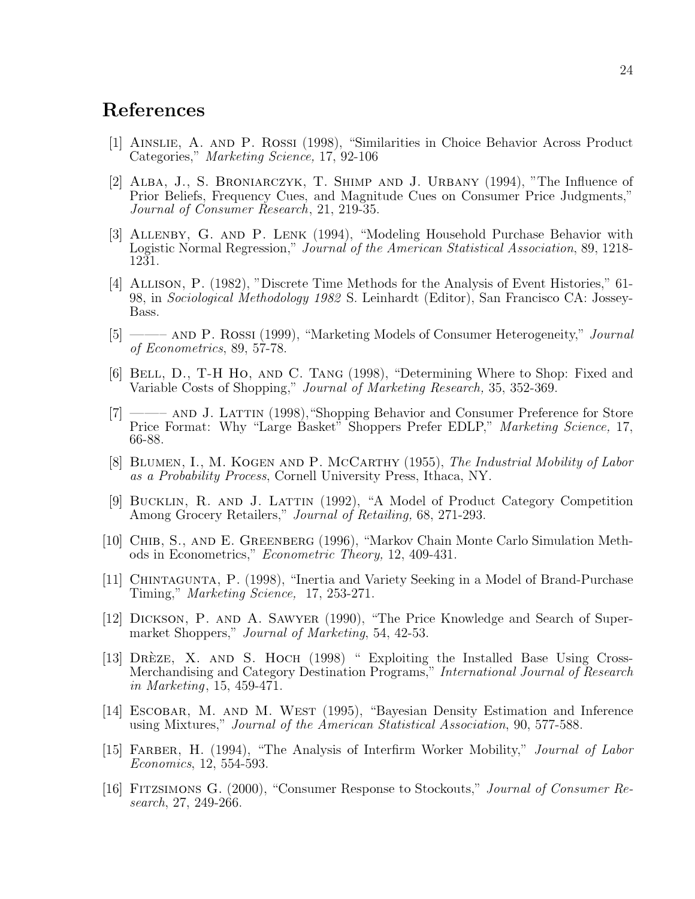## References

[1] Ainslie, A. and P. Rossi (1998), "Similarities in Choice Behavior Across Product Categories," *Marketing Science,* 17, 92-106

[2] Alba, J., S. Broniarczyk, T. Shimp and J. Urbany (1994), "The Influence of Prior Beliefs, Frequency Cues, and Magnitude Cues on Consumer Price Judgments," *Journal of Consumer Research*, 21, 219-35.

[3] Allenby, G. and P. Lenk (1994), "Modeling Household Purchase Behavior with Logistic Normal Regression," *Journal of the American Statistical Association*, 89, 1218-1231.

[4] Allison, P. (1982), "Discrete Time Methods for the Analysis of Event Histories," 61-98, in *Sociological Methodology 1982* S. Leinhardt (Editor), San Francisco CA: Jossey-Bass.

[5] ——— and P. Rossi (1999), "Marketing Models of Consumer Heterogeneity," *Journal of Econometrics*, 89, 57-78.

[6] Bell, D., T-H Ho, and C. Tang (1998), "Determining Where to Shop: Fixed and Variable Costs of Shopping," *Journal of Marketing Research,* 35, 352-369.

[7] ——— and J. Lattin (1998),"Shopping Behavior and Consumer Preference for Store Price Format: Why "Large Basket" Shoppers Prefer EDLP," *Marketing Science,* 17, 66-88.

[8] Blumen, I., M. Kogen and P. McCarthy (1955), *The Industrial Mobility of Labor as a Probability Process*, Cornell University Press, Ithaca, NY.

[9] Bucklin, R. and J. Lattin (1992), "A Model of Product Category Competition Among Grocery Retailers," *Journal of Retailing,* 68, 271-293.

[10] Chib, S., and E. Greenberg (1996), "Markov Chain Monte Carlo Simulation Methods in Econometrics," *Econometric Theory,* 12, 409-431.

[11] Chintagunta, P. (1998), "Inertia and Variety Seeking in a Model of Brand-Purchase Timing," *Marketing Science,* 17, 253-271.

[12] Dickson, P. and A. Sawyer (1990), "The Price Knowledge and Search of Supermarket Shoppers," *Journal of Marketing*, 54, 42-53.

[13] Drèze, X. and S. Hoch (1998) " Exploiting the Installed Base Using Cross-Merchandising and Category Destination Programs," *International Journal of Research in Marketing*, 15, 459-471.

[14] Escobar, M. and M. West (1995), "Bayesian Density Estimation and Inference using Mixtures," *Journal of the American Statistical Association*, 90, 577-588.

[15] Farber, H. (1994), "The Analysis of Interfirm Worker Mobility," *Journal of Labor Economics*, 12, 554-593.

[16] Fitzsimons G. (2000), "Consumer Response to Stockouts," *Journal of Consumer Research*, 27, 249-266.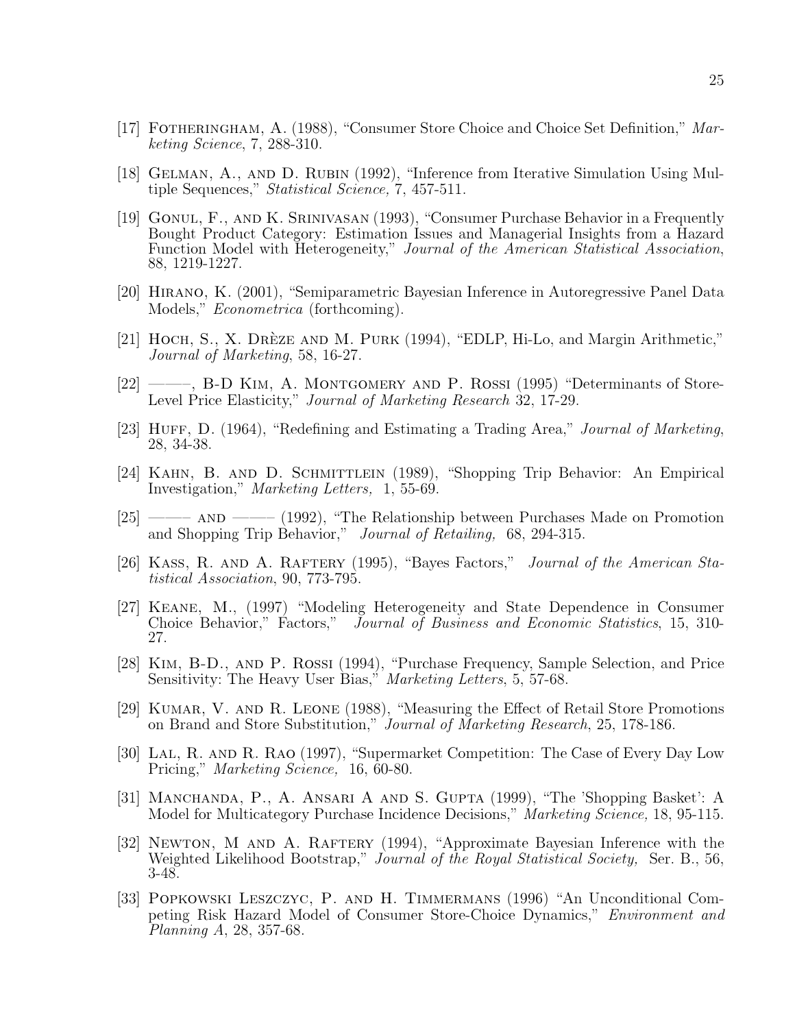[17] Fotheringham, A. (1988), "Consumer Store Choice and Choice Set Definition," *Marketing Science*, 7, 288-310.

[18] Gelman, A., and D. Rubin (1992), "Inference from Iterative Simulation Using Multiple Sequences," *Statistical Science,* 7, 457-511.

[19] Gonul, F., and K. Srinivasan (1993), "Consumer Purchase Behavior in a Frequently Bought Product Category: Estimation Issues and Managerial Insights from a Hazard Function Model with Heterogeneity," *Journal of the American Statistical Association*, 88, 1219-1227.

[20] Hirano, K. (2001), "Semiparametric Bayesian Inference in Autoregressive Panel Data Models," *Econometrica* (forthcoming).

[21] Hoch, S., X. Drèze and M. Purk (1994), "EDLP, Hi-Lo, and Margin Arithmetic," *Journal of Marketing*, 58, 16-27.

[22] ———, B-D Kim, A. Montgomery and P. Rossi (1995) "Determinants of Store-Level Price Elasticity," *Journal of Marketing Research* 32, 17-29.

[23] Huff, D. (1964), "Redefining and Estimating a Trading Area," *Journal of Marketing*, 28, 34-38.

[24] Kahn, B. and D. Schmittlein (1989), "Shopping Trip Behavior: An Empirical Investigation," *Marketing Letters,* 1, 55-69.

[25] ——— and ——— (1992), "The Relationship between Purchases Made on Promotion and Shopping Trip Behavior," *Journal of Retailing,* 68, 294-315.

[26] Kass, R. and A. Raftery (1995), "Bayes Factors," *Journal of the American Statistical Association*, 90, 773-795.

[27] Keane, M., (1997) "Modeling Heterogeneity and State Dependence in Consumer Choice Behavior," Factors," *Journal of Business and Economic Statistics*, 15, 310-27.

[28] Kim, B-D., and P. Rossi (1994), "Purchase Frequency, Sample Selection, and Price Sensitivity: The Heavy User Bias," *Marketing Letters*, 5, 57-68.

[29] Kumar, V. and R. Leone (1988), "Measuring the Effect of Retail Store Promotions on Brand and Store Substitution," *Journal of Marketing Research*, 25, 178-186.

[30] Lal, R. and R. Rao (1997), "Supermarket Competition: The Case of Every Day Low Pricing," *Marketing Science,* 16, 60-80.

[31] Manchanda, P., A. Ansari A and S. Gupta (1999), "The 'Shopping Basket': A Model for Multicategory Purchase Incidence Decisions," *Marketing Science,* 18, 95-115.

[32] Newton, M and A. Raftery (1994), "Approximate Bayesian Inference with the Weighted Likelihood Bootstrap," *Journal of the Royal Statistical Society,* Ser. B., 56, 3-48.

[33] Popkowski Leszczyc, P. and H. Timmermans (1996) "An Unconditional Competing Risk Hazard Model of Consumer Store-Choice Dynamics," *Environment and Planning A*, 28, 357-68.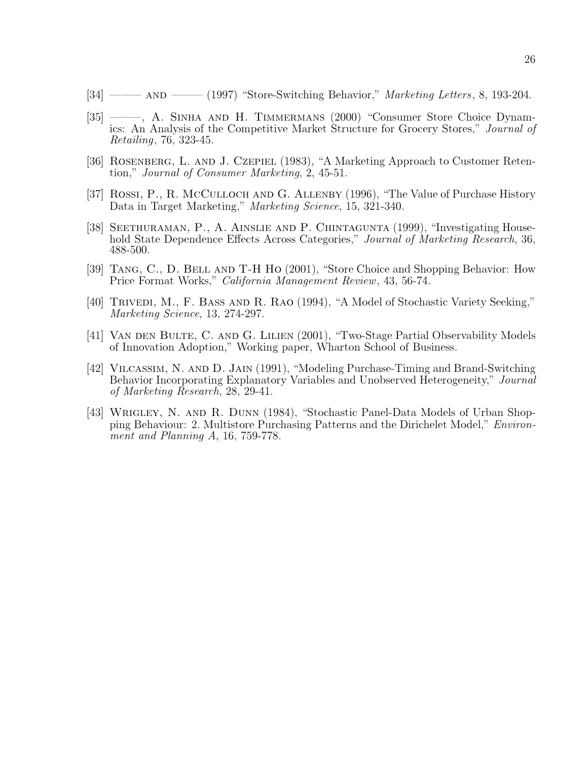[34] ——— and ——— (1997) "Store-Switching Behavior," *Marketing Letters*, 8, 193-204.

[35] ———, A. Sinha and H. Timmermans (2000) "Consumer Store Choice Dynamics: An Analysis of the Competitive Market Structure for Grocery Stores," *Journal of Retailing*, 76, 323-45.

[36] Rosenberg, L. and J. Czepiel (1983), "A Marketing Approach to Customer Retention," *Journal of Consumer Marketing*, 2, 45-51.

[37] Rossi, P., R. McCulloch and G. Allenby (1996), "The Value of Purchase History Data in Target Marketing," *Marketing Science*, 15, 321-340.

[38] Seethuraman, P., A. Ainslie and P. Chintagunta (1999), "Investigating Household State Dependence Effects Across Categories," *Journal of Marketing Research*, 36, 488-500.

[39] Tang, C., D. Bell and T-H Ho (2001), "Store Choice and Shopping Behavior: How Price Format Works," *California Management Review*, 43, 56-74.

[40] Trivedi, M., F. Bass and R. Rao (1994), "A Model of Stochastic Variety Seeking," *Marketing Science*, 13, 274-297.

[41] Van den Bulte, C. and G. Lilien (2001), "Two-Stage Partial Observability Models of Innovation Adoption," Working paper, Wharton School of Business.

[42] Vilcassim, N. and D. Jain (1991), "Modeling Purchase-Timing and Brand-Switching Behavior Incorporating Explanatory Variables and Unobserved Heterogeneity," *Journal of Marketing Research*, 28, 29-41.

[43] Wrigley, N. and R. Dunn (1984), "Stochastic Panel-Data Models of Urban Shopping Behaviour: 2. Multistore Purchasing Patterns and the Dirichelet Model," *Environment and Planning A*, 16, 759-778.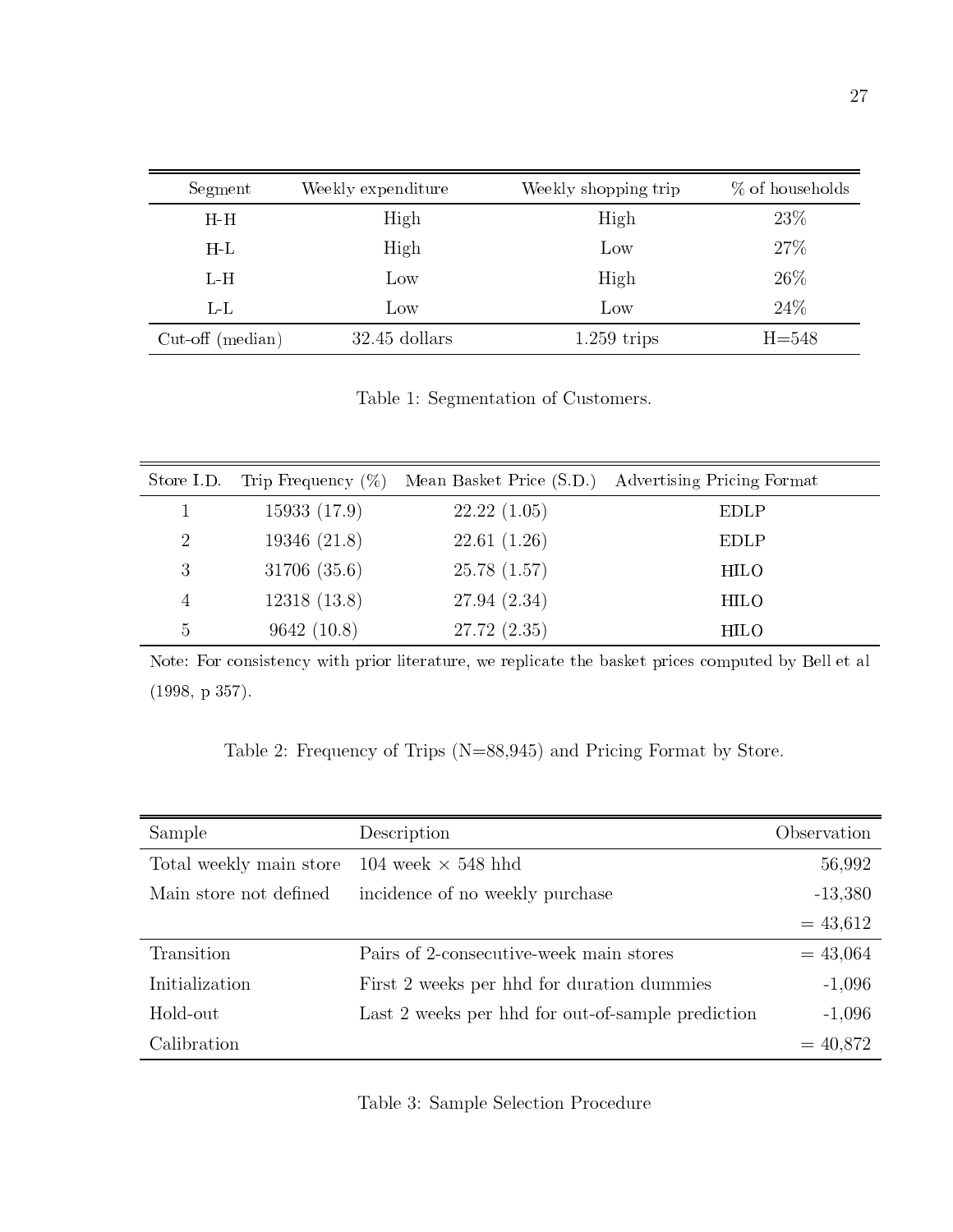| Segment | Weekly expenditure | Weekly shopping trip | % of households |
|---|---|---|---|
| H-H | High | High | 23% |
| H-L | High | Low | 27% |
| L-H | Low | High | 26% |
| L-L | Low | Low | 24% |
| Cut-off (median) | 32.45 dollars | 1.259 trips | H=548 |

Table 1: Segmentation of Customers.

| Store I.D. | Trip Frequency (%) | Mean Basket Price (S.D.) | Advertising Pricing Format |
|---|---|---|---|
| 1 | 15933 (17.9) | 22.22 (1.05) | EDLP |
| 2 | 19346 (21.8) | 22.61 (1.26) | EDLP |
| 3 | 31706 (35.6) | 25.78 (1.57) | HILO |
| 4 | 12318 (13.8) | 27.94 (2.34) | HILO |
| 5 | 9642 (10.8) | 27.72 (2.35) | HILO |

Note: For consistency with prior literature, we replicate the basket prices computed by Bell et al (1998, p 357).

Table 2: Frequency of Trips (N=88,945) and Pricing Format by Store.

| Sample | Description | Observation |
|---|---|---|
| Total weekly main store | 104 week × 548 hhd | 56,992 |
| Main store not defined | incidence of no weekly purchase | -13,380 |
| | | = 43,612 |
| Transition | Pairs of 2-consecutive-week main stores | = 43,064 |
| Initialization | First 2 weeks per hhd for duration dummies | -1,096 |
| Hold-out | Last 2 weeks per hhd for out-of-sample prediction | -1,096 |
| Calibration | | = 40,872 |

Table 3: Sample Selection Procedure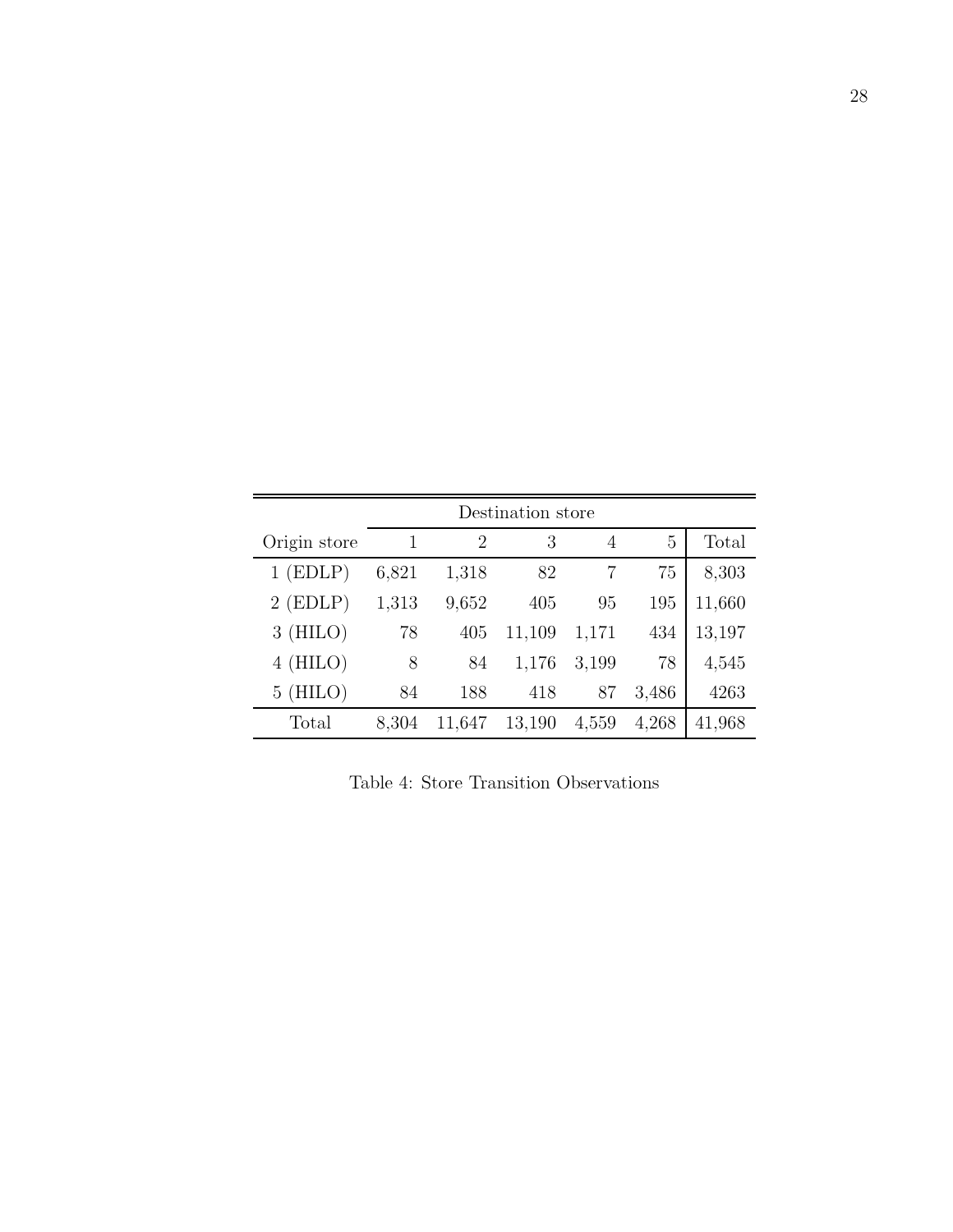| | Destination store | | | | | |
|---|---|---|---|---|---|---|
| Origin store | 1 | 2 | 3 | 4 | 5 | Total |
| 1 (EDLP) | 6,821 | 1,318 | 82 | 7 | 75 | 8,303 |
| 2 (EDLP) | 1,313 | 9,652 | 405 | 95 | 195 | 11,660 |
| 3 (HILO) | 78 | 405 | 11,109 | 1,171 | 434 | 13,197 |
| 4 (HILO) | 8 | 84 | 1,176 | 3,199 | 78 | 4,545 |
| 5 (HILO) | 84 | 188 | 418 | 87 | 3,486 | 4263 |
| Total | 8,304 | 11,647 | 13,190 | 4,559 | 4,268 | 41,968 |

Table 4: Store Transition Observations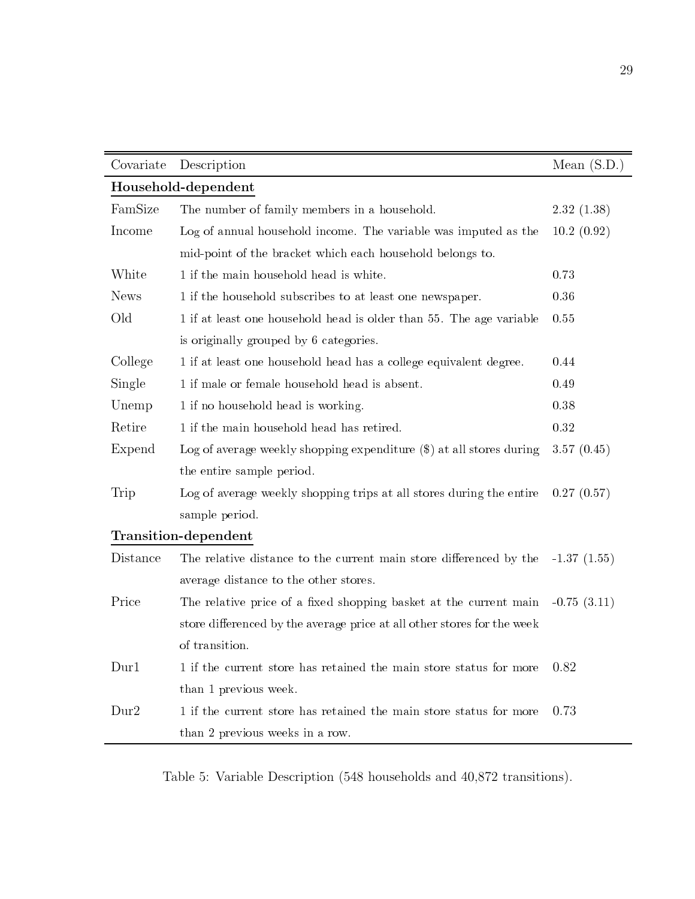| Covariate | Description | Mean (S.D.) |
|---|---|---|
| **Household-dependent** | | |
| FamSize | The number of family members in a household. | 2.32 (1.38) |
| Income | Log of annual household income. The variable was imputed as the mid-point of the bracket which each household belongs to. | 10.2 (0.92) |
| White | 1 if the main household head is white. | 0.73 |
| News | 1 if the household subscribes to at least one newspaper. | 0.36 |
| Old | 1 if at least one household head is older than 55. The age variable is originally grouped by 6 categories. | 0.55 |
| College | 1 if at least one household head has a college equivalent degree. | 0.44 |
| Single | 1 if male or female household head is absent. | 0.49 |
| Unemp | 1 if no household head is working. | 0.38 |
| Retire | 1 if the main household head has retired. | 0.32 |
| Expend | Log of average weekly shopping expenditure ($) at all stores during the entire sample period. | 3.57 (0.45) |
| Trip | Log of average weekly shopping trips at all stores during the entire sample period. | 0.27 (0.57) |
| **Transition-dependent** | | |
| Distance | The relative distance to the current main store differenced by the average distance to the other stores. | -1.37 (1.55) |
| Price | The relative price of a fixed shopping basket at the current main store differenced by the average price at all other stores for the week of transition. | -0.75 (3.11) |
| Dur1 | 1 if the current store has retained the main store status for more than 1 previous week. | 0.82 |
| Dur2 | 1 if the current store has retained the main store status for more than 2 previous weeks in a row. | 0.73 |

Table 5: Variable Description (548 households and 40,872 transitions).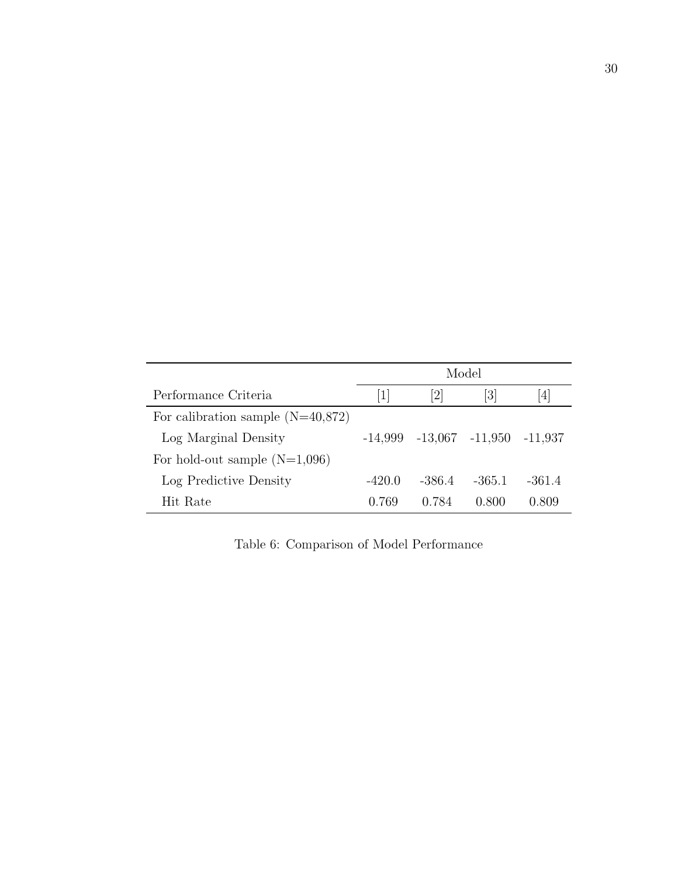| | Model | | | |
|---|---|---|---|---|
| Performance Criteria | [1] | [2] | [3] | [4] |
| For calibration sample (N=40,872) | | | | |
| Log Marginal Density | -14,999 | -13,067 | -11,950 | -11,937 |
| For hold-out sample (N=1,096) | | | | |
| Log Predictive Density | -420.0 | -386.4 | -365.1 | -361.4 |
| Hit Rate | 0.769 | 0.784 | 0.800 | 0.809 |

Table 6: Comparison of Model Performance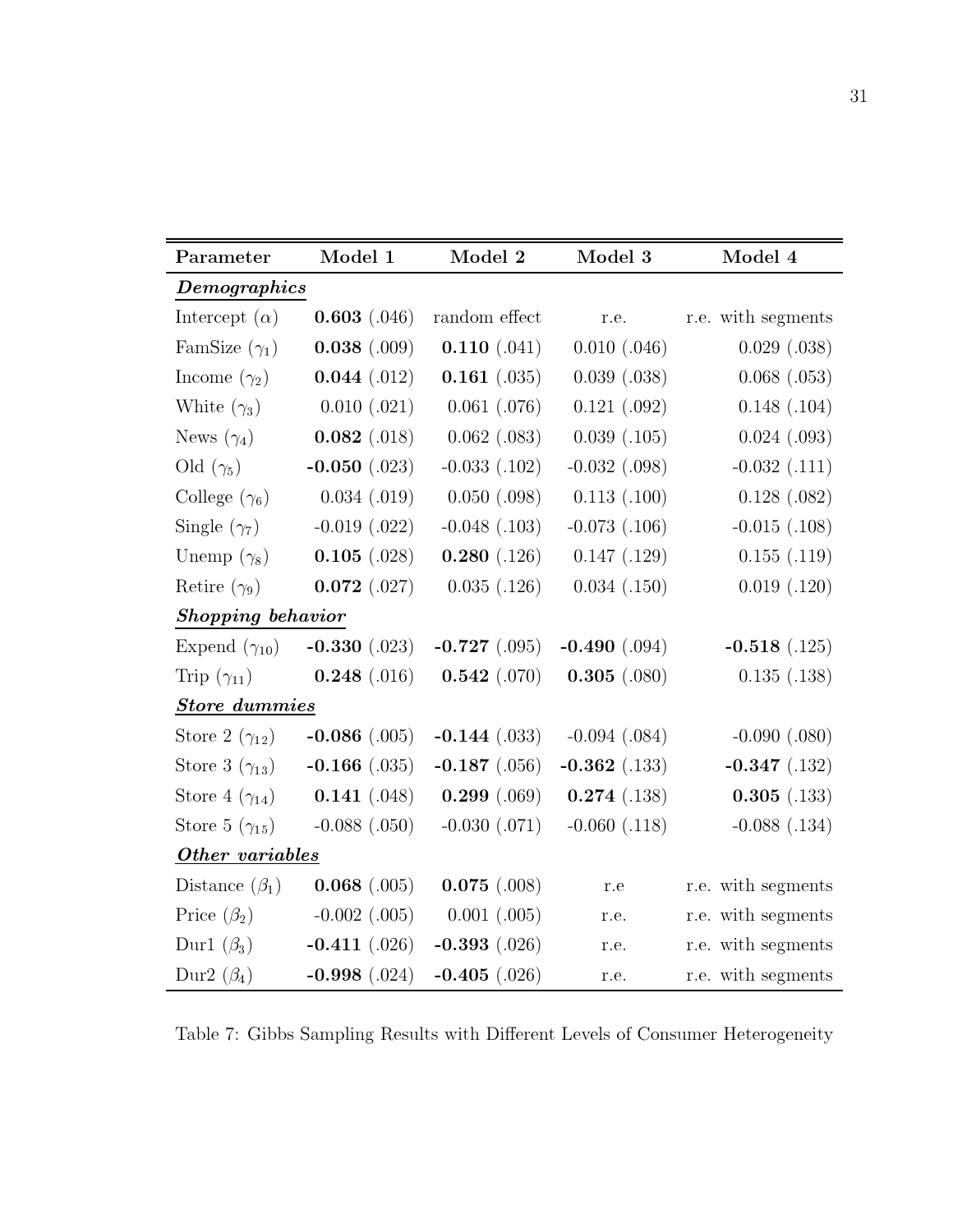| **Parameter** | **Model 1** | **Model 2** | **Model 3** | **Model 4** |
|---|---|---|---|---|
| ***Demographics*** | | | | |
| Intercept ($\alpha$) | **0.603** (.046) | random effect | r.e. | r.e. with segments |
| FamSize ($\gamma_1$) | **0.038** (.009) | **0.110** (.041) | 0.010 (.046) | 0.029 (.038) |
| Income ($\gamma_2$) | **0.044** (.012) | **0.161** (.035) | 0.039 (.038) | 0.068 (.053) |
| White ($\gamma_3$) | 0.010 (.021) | 0.061 (.076) | 0.121 (.092) | 0.148 (.104) |
| News ($\gamma_4$) | **0.082** (.018) | 0.062 (.083) | 0.039 (.105) | 0.024 (.093) |
| Old ($\gamma_5$) | **-0.050** (.023) | -0.033 (.102) | -0.032 (.098) | -0.032 (.111) |
| College ($\gamma_6$) | 0.034 (.019) | 0.050 (.098) | 0.113 (.100) | 0.128 (.082) |
| Single ($\gamma_7$) | -0.019 (.022) | -0.048 (.103) | -0.073 (.106) | -0.015 (.108) |
| Unemp ($\gamma_8$) | **0.105** (.028) | **0.280** (.126) | 0.147 (.129) | 0.155 (.119) |
| Retire ($\gamma_9$) | **0.072** (.027) | 0.035 (.126) | 0.034 (.150) | 0.019 (.120) |
| ***Shopping behavior*** | | | | |
| Expend ($\gamma_{10}$) | **-0.330** (.023) | **-0.727** (.095) | **-0.490** (.094) | **-0.518** (.125) |
| Trip ($\gamma_{11}$) | **0.248** (.016) | **0.542** (.070) | **0.305** (.080) | 0.135 (.138) |
| ***Store dummies*** | | | | |
| Store 2 ($\gamma_{12}$) | **-0.086** (.005) | **-0.144** (.033) | -0.094 (.084) | -0.090 (.080) |
| Store 3 ($\gamma_{13}$) | **-0.166** (.035) | **-0.187** (.056) | **-0.362** (.133) | **-0.347** (.132) |
| Store 4 ($\gamma_{14}$) | **0.141** (.048) | **0.299** (.069) | **0.274** (.138) | **0.305** (.133) |
| Store 5 ($\gamma_{15}$) | -0.088 (.050) | -0.030 (.071) | -0.060 (.118) | -0.088 (.134) |
| ***Other variables*** | | | | |
| Distance ($\beta_1$) | **0.068** (.005) | **0.075** (.008) | r.e | r.e. with segments |
| Price ($\beta_2$) | -0.002 (.005) | 0.001 (.005) | r.e. | r.e. with segments |
| Dur1 ($\beta_3$) | **-0.411** (.026) | **-0.393** (.026) | r.e. | r.e. with segments |
| Dur2 ($\beta_4$) | **-0.998** (.024) | **-0.405** (.026) | r.e. | r.e. with segments |

Table 7: Gibbs Sampling Results with Different Levels of Consumer Heterogeneity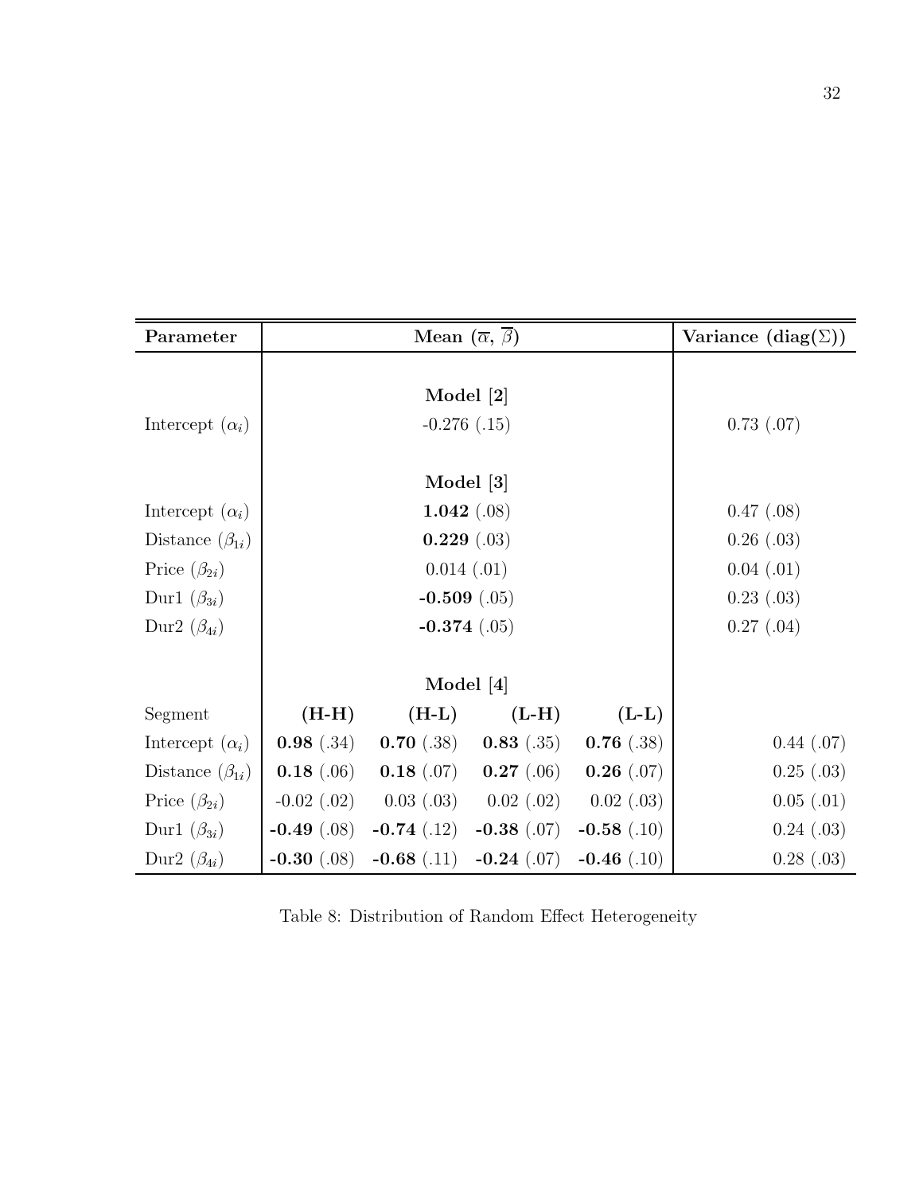| **Parameter** | **Mean ($\overline{\alpha}$, $\overline{\beta}$)** | | | | **Variance (diag($\Sigma$))** |
|---|---|---|---|---|---|
| | **Model [2]** | | | | |
| Intercept ($\alpha_i$) | -0.276 (.15) | | | | 0.73 (.07) |
| | **Model [3]** | | | | |
| Intercept ($\alpha_i$) | **1.042** (.08) | | | | 0.47 (.08) |
| Distance ($\beta_{1i}$) | **0.229** (.03) | | | | 0.26 (.03) |
| Price ($\beta_{2i}$) | 0.014 (.01) | | | | 0.04 (.01) |
| Dur1 ($\beta_{3i}$) | **-0.509** (.05) | | | | 0.23 (.03) |
| Dur2 ($\beta_{4i}$) | **-0.374** (.05) | | | | 0.27 (.04) |
| | **Model [4]** | | | | |
| Segment | **(H-H)** | **(H-L)** | **(L-H)** | **(L-L)** | |
| Intercept ($\alpha_i$) | **0.98** (.34) | **0.70** (.38) | **0.83** (.35) | **0.76** (.38) | 0.44 (.07) |
| Distance ($\beta_{1i}$) | **0.18** (.06) | **0.18** (.07) | **0.27** (.06) | **0.26** (.07) | 0.25 (.03) |
| Price ($\beta_{2i}$) | -0.02 (.02) | 0.03 (.03) | 0.02 (.02) | 0.02 (.03) | 0.05 (.01) |
| Dur1 ($\beta_{3i}$) | **-0.49** (.08) | **-0.74** (.12) | **-0.38** (.07) | **-0.58** (.10) | 0.24 (.03) |
| Dur2 ($\beta_{4i}$) | **-0.30** (.08) | **-0.68** (.11) | **-0.24** (.07) | **-0.46** (.10) | 0.28 (.03) |

Table 8: Distribution of Random Effect Heterogeneity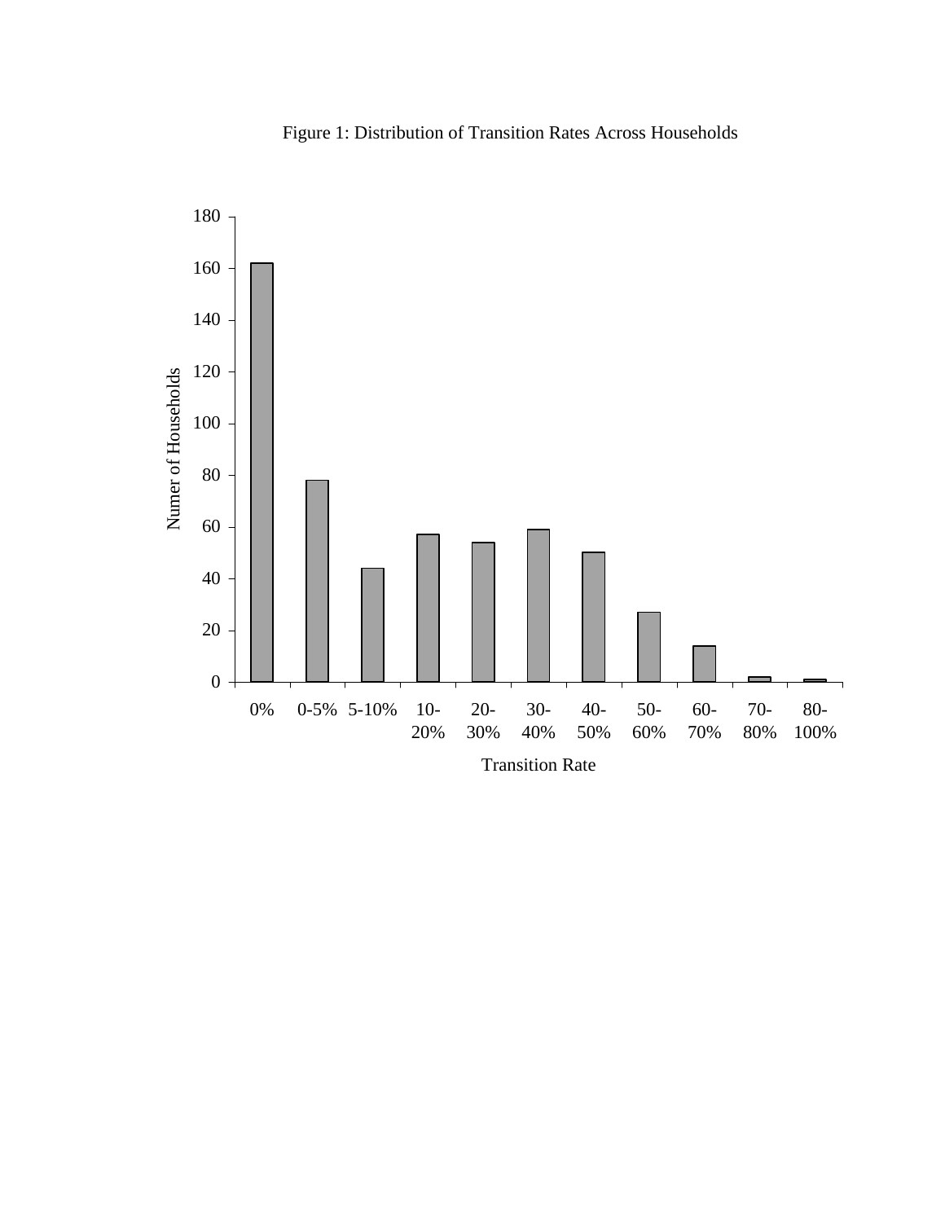Figure 1: Distribution of Transition Rates Across Households

180
160
140
120
100
80
60
40
20
0

Numer of Households

0%
0-5%
5-10%
10-20%
20-30%
30-40%
40-50%
50-60%
60-70%
70-80%
80-100%

Transition Rate